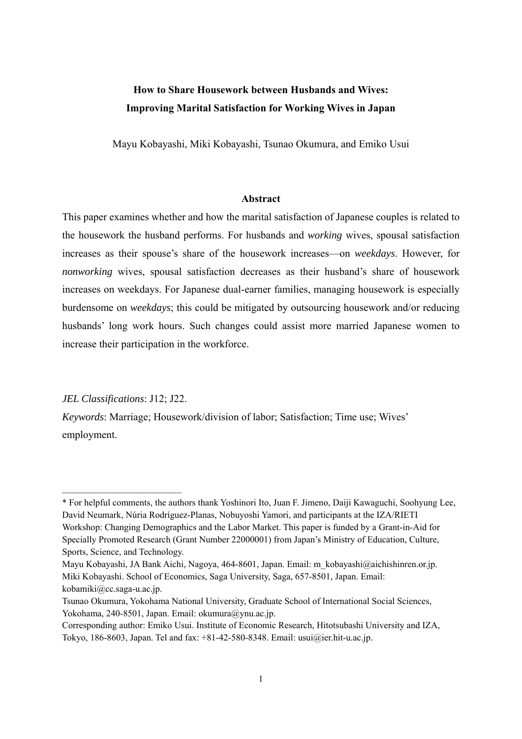# How to Share Housework between Husbands and Wives: Improving Marital Satisfaction for Working Wives in Japan

Mayu Kobayashi, Miki Kobayashi, Tsunao Okumura, and Emiko Usui

## Abstract

This paper examines whether and how the marital satisfaction of Japanese couples is related to the housework the husband performs. For husbands and *working* wives, spousal satisfaction increases as their spouse's share of the housework increases—on *weekdays*. However, for *nonworking* wives, spousal satisfaction decreases as their husband's share of housework increases on weekdays. For Japanese dual-earner families, managing housework is especially burdensome on *weekdays*; this could be mitigated by outsourcing housework and/or reducing husbands' long work hours. Such changes could assist more married Japanese women to increase their participation in the workforce.

*JEL Classifications*: J12; J22.

*Keywords*: Marriage; Housework/division of labor; Satisfaction; Time use; Wives' employment.

---

* For helpful comments, the authors thank Yoshinori Ito, Juan F. Jimeno, Daiji Kawaguchi, Soohyung Lee, David Neumark, Núria Rodríguez-Planas, Nobuyoshi Yamori, and participants at the IZA/RIETI Workshop: Changing Demographics and the Labor Market. This paper is funded by a Grant-in-Aid for Specially Promoted Research (Grant Number 22000001) from Japan's Ministry of Education, Culture, Sports, Science, and Technology.

Mayu Kobayashi, JA Bank Aichi, Nagoya, 464-8601, Japan. Email: m_kobayashi@aichishinren.or.jp.

Miki Kobayashi. School of Economics, Saga University, Saga, 657-8501, Japan. Email: kobamiki@cc.saga-u.ac.jp.

Tsunao Okumura, Yokohama National University, Graduate School of International Social Sciences, Yokohama, 240-8501, Japan. Email: okumura@ynu.ac.jp.

Corresponding author: Emiko Usui. Institute of Economic Research, Hitotsubashi University and IZA, Tokyo, 186-8603, Japan. Tel and fax: +81-42-580-8348. Email: usui@ier.hit-u.ac.jp.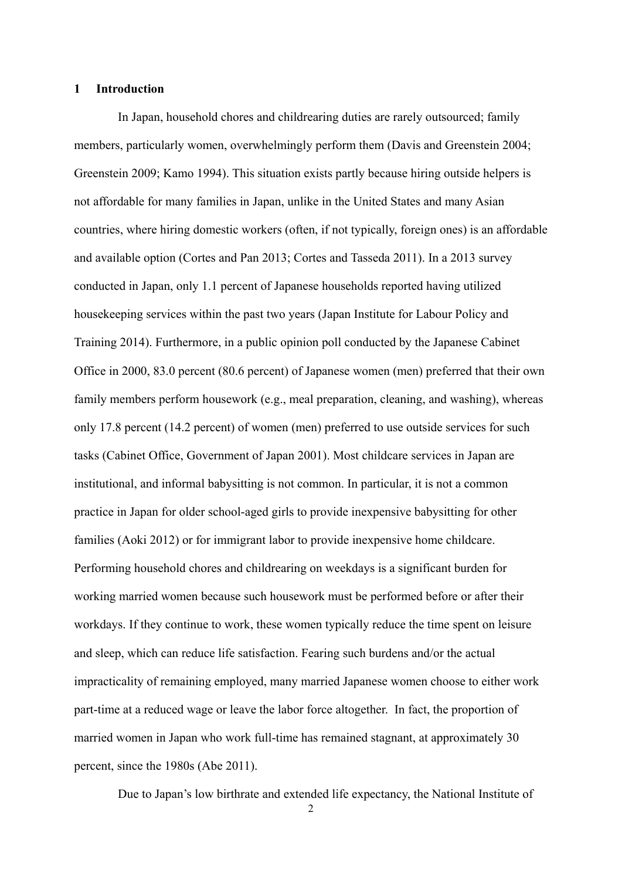## 1 Introduction

In Japan, household chores and childrearing duties are rarely outsourced; family members, particularly women, overwhelmingly perform them (Davis and Greenstein 2004; Greenstein 2009; Kamo 1994). This situation exists partly because hiring outside helpers is not affordable for many families in Japan, unlike in the United States and many Asian countries, where hiring domestic workers (often, if not typically, foreign ones) is an affordable and available option (Cortes and Pan 2013; Cortes and Tasseda 2011). In a 2013 survey conducted in Japan, only 1.1 percent of Japanese households reported having utilized housekeeping services within the past two years (Japan Institute for Labour Policy and Training 2014). Furthermore, in a public opinion poll conducted by the Japanese Cabinet Office in 2000, 83.0 percent (80.6 percent) of Japanese women (men) preferred that their own family members perform housework (e.g., meal preparation, cleaning, and washing), whereas only 17.8 percent (14.2 percent) of women (men) preferred to use outside services for such tasks (Cabinet Office, Government of Japan 2001). Most childcare services in Japan are institutional, and informal babysitting is not common. In particular, it is not a common practice in Japan for older school-aged girls to provide inexpensive babysitting for other families (Aoki 2012) or for immigrant labor to provide inexpensive home childcare. Performing household chores and childrearing on weekdays is a significant burden for working married women because such housework must be performed before or after their workdays. If they continue to work, these women typically reduce the time spent on leisure and sleep, which can reduce life satisfaction. Fearing such burdens and/or the actual impracticality of remaining employed, many married Japanese women choose to either work part-time at a reduced wage or leave the labor force altogether. In fact, the proportion of married women in Japan who work full-time has remained stagnant, at approximately 30 percent, since the 1980s (Abe 2011).

Due to Japan's low birthrate and extended life expectancy, the National Institute of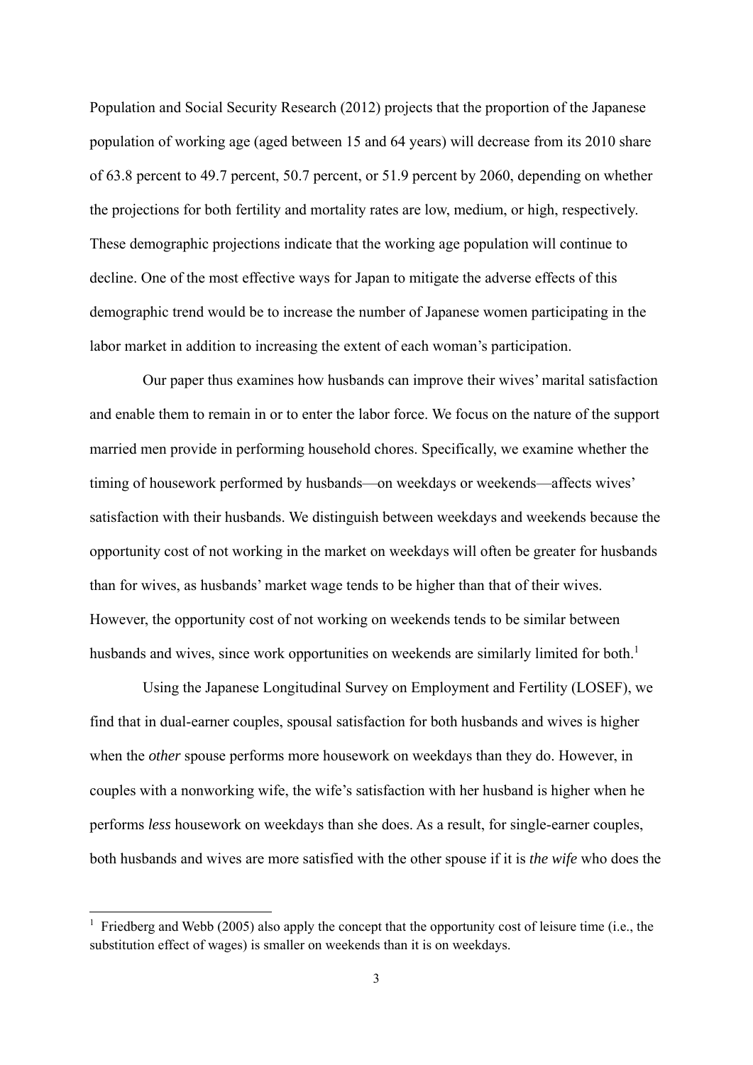Population and Social Security Research (2012) projects that the proportion of the Japanese population of working age (aged between 15 and 64 years) will decrease from its 2010 share of 63.8 percent to 49.7 percent, 50.7 percent, or 51.9 percent by 2060, depending on whether the projections for both fertility and mortality rates are low, medium, or high, respectively. These demographic projections indicate that the working age population will continue to decline. One of the most effective ways for Japan to mitigate the adverse effects of this demographic trend would be to increase the number of Japanese women participating in the labor market in addition to increasing the extent of each woman's participation.

Our paper thus examines how husbands can improve their wives' marital satisfaction and enable them to remain in or to enter the labor force. We focus on the nature of the support married men provide in performing household chores. Specifically, we examine whether the timing of housework performed by husbands—on weekdays or weekends—affects wives' satisfaction with their husbands. We distinguish between weekdays and weekends because the opportunity cost of not working in the market on weekdays will often be greater for husbands than for wives, as husbands' market wage tends to be higher than that of their wives. However, the opportunity cost of not working on weekends tends to be similar between husbands and wives, since work opportunities on weekends are similarly limited for both.[1]

Using the Japanese Longitudinal Survey on Employment and Fertility (LOSEF), we find that in dual-earner couples, spousal satisfaction for both husbands and wives is higher when the *other* spouse performs more housework on weekdays than they do. However, in couples with a nonworking wife, the wife's satisfaction with her husband is higher when he performs *less* housework on weekdays than she does. As a result, for single-earner couples, both husbands and wives are more satisfied with the other spouse if it is *the wife* who does the

[1] Friedberg and Webb (2005) also apply the concept that the opportunity cost of leisure time (i.e., the substitution effect of wages) is smaller on weekends than it is on weekdays.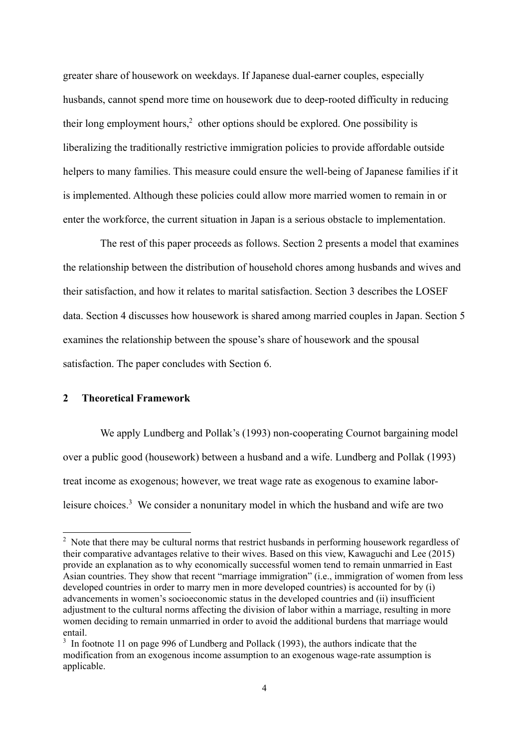greater share of housework on weekdays. If Japanese dual-earner couples, especially husbands, cannot spend more time on housework due to deep-rooted difficulty in reducing their long employment hours,[2] other options should be explored. One possibility is liberalizing the traditionally restrictive immigration policies to provide affordable outside helpers to many families. This measure could ensure the well-being of Japanese families if it is implemented. Although these policies could allow more married women to remain in or enter the workforce, the current situation in Japan is a serious obstacle to implementation.

The rest of this paper proceeds as follows. Section 2 presents a model that examines the relationship between the distribution of household chores among husbands and wives and their satisfaction, and how it relates to marital satisfaction. Section 3 describes the LOSEF data. Section 4 discusses how housework is shared among married couples in Japan. Section 5 examines the relationship between the spouse's share of housework and the spousal satisfaction. The paper concludes with Section 6.

## 2 Theoretical Framework

We apply Lundberg and Pollak's (1993) non-cooperating Cournot bargaining model over a public good (housework) between a husband and a wife. Lundberg and Pollak (1993) treat income as exogenous; however, we treat wage rate as exogenous to examine labor-leisure choices.[3] We consider a nonunitary model in which the husband and wife are two

---

[2] Note that there may be cultural norms that restrict husbands in performing housework regardless of their comparative advantages relative to their wives. Based on this view, Kawaguchi and Lee (2015) provide an explanation as to why economically successful women tend to remain unmarried in East Asian countries. They show that recent "marriage immigration" (i.e., immigration of women from less developed countries in order to marry men in more developed countries) is accounted for by (i) advancements in women's socioeconomic status in the developed countries and (ii) insufficient adjustment to the cultural norms affecting the division of labor within a marriage, resulting in more women deciding to remain unmarried in order to avoid the additional burdens that marriage would entail.

[3] In footnote 11 on page 996 of Lundberg and Pollack (1993), the authors indicate that the modification from an exogenous income assumption to an exogenous wage-rate assumption is applicable.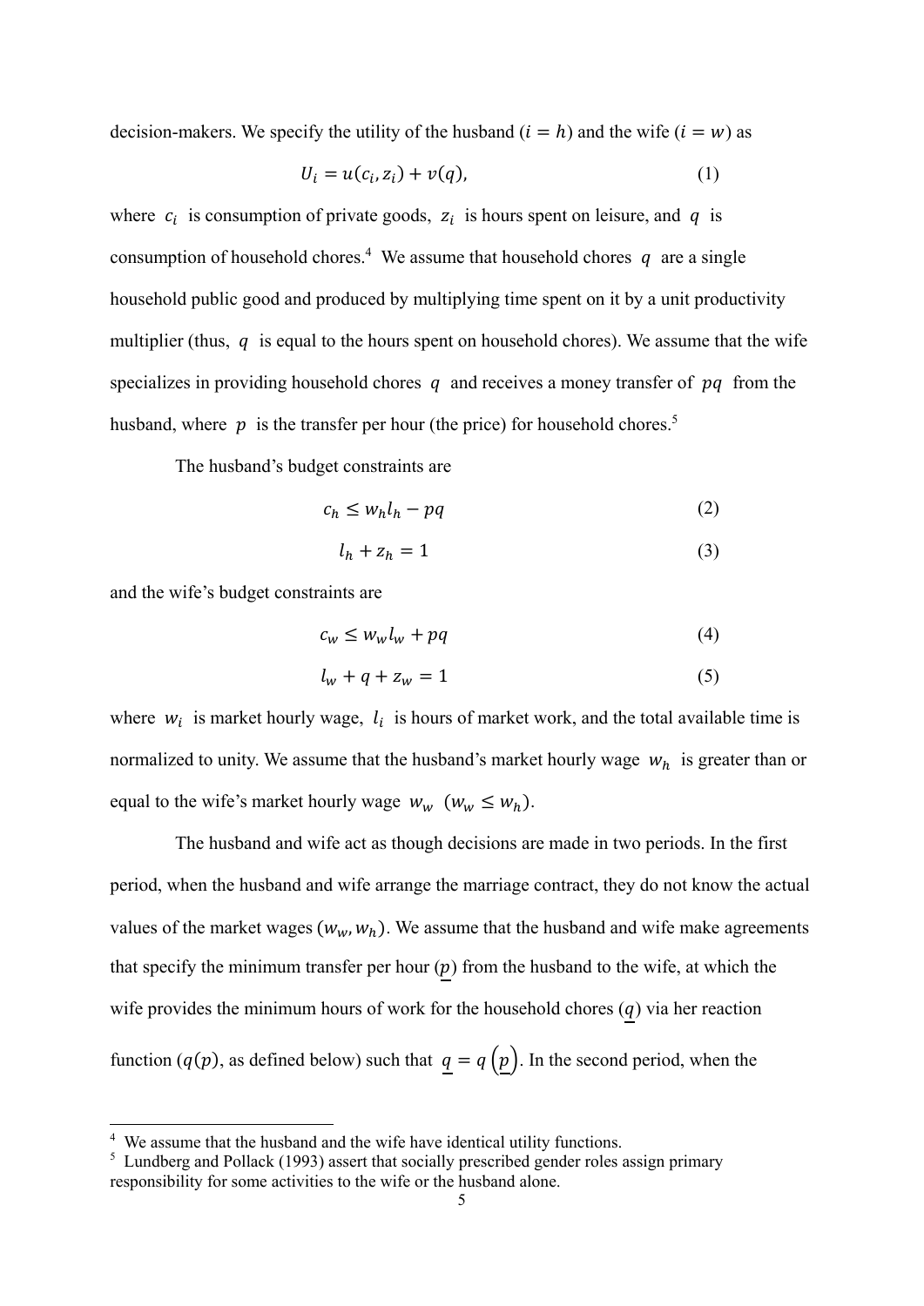decision-makers. We specify the utility of the husband ($i = h$) and the wife ($i = w$) as

$$U_i = u(c_i, z_i) + v(q), \tag{1}$$

where $c_i$ is consumption of private goods, $z_i$ is hours spent on leisure, and $q$ is consumption of household chores.[4] We assume that household chores $q$ are a single household public good and produced by multiplying time spent on it by a unit productivity multiplier (thus, $q$ is equal to the hours spent on household chores). We assume that the wife specializes in providing household chores $q$ and receives a money transfer of $pq$ from the husband, where $p$ is the transfer per hour (the price) for household chores.[5]

The husband's budget constraints are

$$c_h \leq w_h l_h - pq \tag{2}$$

$$l_h + z_h = 1 \tag{3}$$

and the wife's budget constraints are

$$c_w \leq w_w l_w + pq \tag{4}$$

$$l_w + q + z_w = 1 \tag{5}$$

where $w_i$ is market hourly wage, $l_i$ is hours of market work, and the total available time is normalized to unity. We assume that the husband's market hourly wage $w_h$ is greater than or equal to the wife's market hourly wage $w_w$ ($w_w \leq w_h$).

The husband and wife act as though decisions are made in two periods. In the first period, when the husband and wife arrange the marriage contract, they do not know the actual values of the market wages ($w_w, w_h$). We assume that the husband and wife make agreements that specify the minimum transfer per hour ($\underline{p}$) from the husband to the wife, at which the wife provides the minimum hours of work for the household chores ($\underline{q}$) via her reaction function ($q(p)$, as defined below) such that $\underline{q} = q\left(\underline{p}\right)$. In the second period, when the

---

[4] We assume that the husband and the wife have identical utility functions.

[5] Lundberg and Pollack (1993) assert that socially prescribed gender roles assign primary responsibility for some activities to the wife or the husband alone.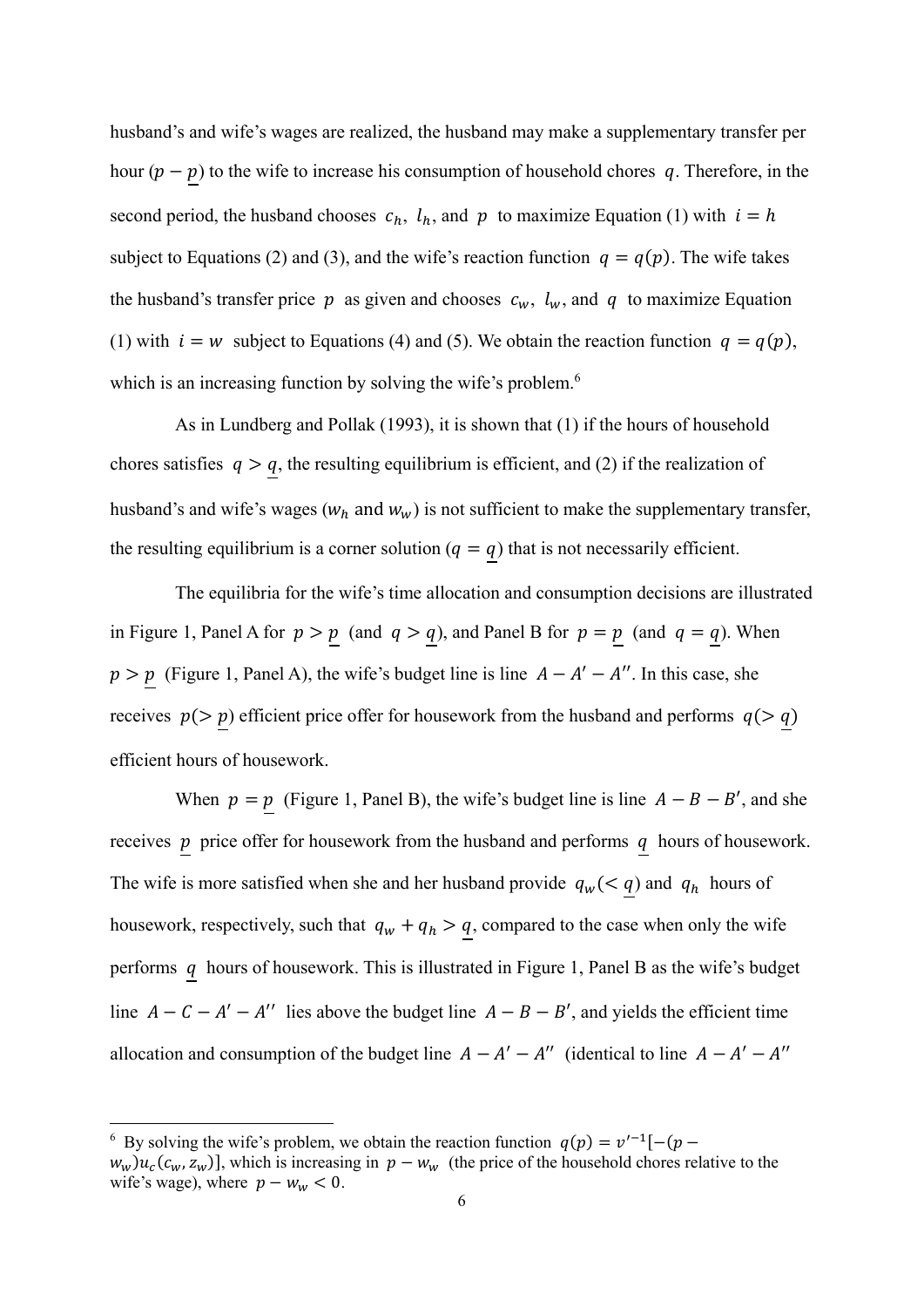husband's and wife's wages are realized, the husband may make a supplementary transfer per hour ($p - \underline{p}$) to the wife to increase his consumption of household chores $q$. Therefore, in the second period, the husband chooses $c_h$, $l_h$, and $p$ to maximize Equation (1) with $i = h$ subject to Equations (2) and (3), and the wife's reaction function $q = q(p)$. The wife takes the husband's transfer price $p$ as given and chooses $c_w$, $l_w$, and $q$ to maximize Equation (1) with $i = w$ subject to Equations (4) and (5). We obtain the reaction function $q = q(p)$, which is an increasing function by solving the wife's problem.[6]

As in Lundberg and Pollak (1993), it is shown that (1) if the hours of household chores satisfies $q > \underline{q}$, the resulting equilibrium is efficient, and (2) if the realization of husband's and wife's wages ($w_h$ and $w_w$) is not sufficient to make the supplementary transfer, the resulting equilibrium is a corner solution ($q = \underline{q}$) that is not necessarily efficient.

The equilibria for the wife's time allocation and consumption decisions are illustrated in Figure 1, Panel A for $p > \underline{p}$ (and $q > \underline{q}$), and Panel B for $p = \underline{p}$ (and $q = \underline{q}$). When $p > \underline{p}$ (Figure 1, Panel A), the wife's budget line is line $A - A' - A''$. In this case, she receives $p (> \underline{p})$ efficient price offer for housework from the husband and performs $q (> \underline{q})$ efficient hours of housework.

When $p = \underline{p}$ (Figure 1, Panel B), the wife's budget line is line $A - B - B'$, and she receives $\underline{p}$ price offer for housework from the husband and performs $\underline{q}$ hours of housework. The wife is more satisfied when she and her husband provide $q_w (< \underline{q})$ and $q_h$ hours of housework, respectively, such that $q_w + q_h > \underline{q}$, compared to the case when only the wife performs $\underline{q}$ hours of housework. This is illustrated in Figure 1, Panel B as the wife's budget line $A - C - A' - A''$ lies above the budget line $A - B - B'$, and yields the efficient time allocation and consumption of the budget line $A - A' - A''$ (identical to line $A - A' - A''$

[6] By solving the wife's problem, we obtain the reaction function $q(p) = v'^{-1}[-(p - w_w)u_c(c_w, z_w)]$, which is increasing in $p - w_w$ (the price of the household chores relative to the wife's wage), where $p - w_w < 0$.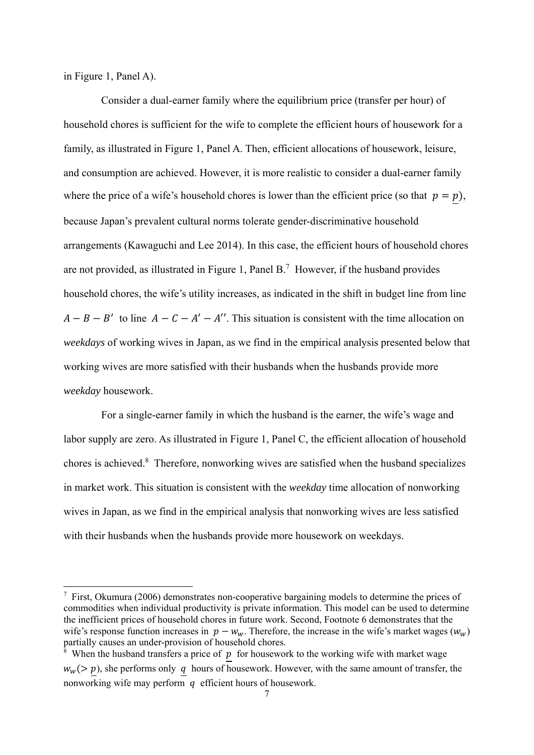in Figure 1, Panel A).

Consider a dual-earner family where the equilibrium price (transfer per hour) of household chores is sufficient for the wife to complete the efficient hours of housework for a family, as illustrated in Figure 1, Panel A. Then, efficient allocations of housework, leisure, and consumption are achieved. However, it is more realistic to consider a dual-earner family where the price of a wife's household chores is lower than the efficient price (so that $p = \underline{p}$), because Japan's prevalent cultural norms tolerate gender-discriminative household arrangements (Kawaguchi and Lee 2014). In this case, the efficient hours of household chores are not provided, as illustrated in Figure 1, Panel B.[7] However, if the husband provides household chores, the wife's utility increases, as indicated in the shift in budget line from line $A - B - B'$ to line $A - C - A' - A''$. This situation is consistent with the time allocation on *weekdays* of working wives in Japan, as we find in the empirical analysis presented below that working wives are more satisfied with their husbands when the husbands provide more *weekday* housework.

For a single-earner family in which the husband is the earner, the wife's wage and labor supply are zero. As illustrated in Figure 1, Panel C, the efficient allocation of household chores is achieved.[8] Therefore, nonworking wives are satisfied when the husband specializes in market work. This situation is consistent with the *weekday* time allocation of nonworking wives in Japan, as we find in the empirical analysis that nonworking wives are less satisfied with their husbands when the husbands provide more housework on weekdays.

---

[7] First, Okumura (2006) demonstrates non-cooperative bargaining models to determine the prices of commodities when individual productivity is private information. This model can be used to determine the inefficient prices of household chores in future work. Second, Footnote 6 demonstrates that the wife's response function increases in $p - w_w$. Therefore, the increase in the wife's market wages ($w_w$) partially causes an under-provision of household chores.

[8] When the husband transfers a price of $\underline{p}$ for housework to the working wife with market wage $w_w (> \underline{p})$, she performs only $\underline{q}$ hours of housework. However, with the same amount of transfer, the nonworking wife may perform $q$ efficient hours of housework.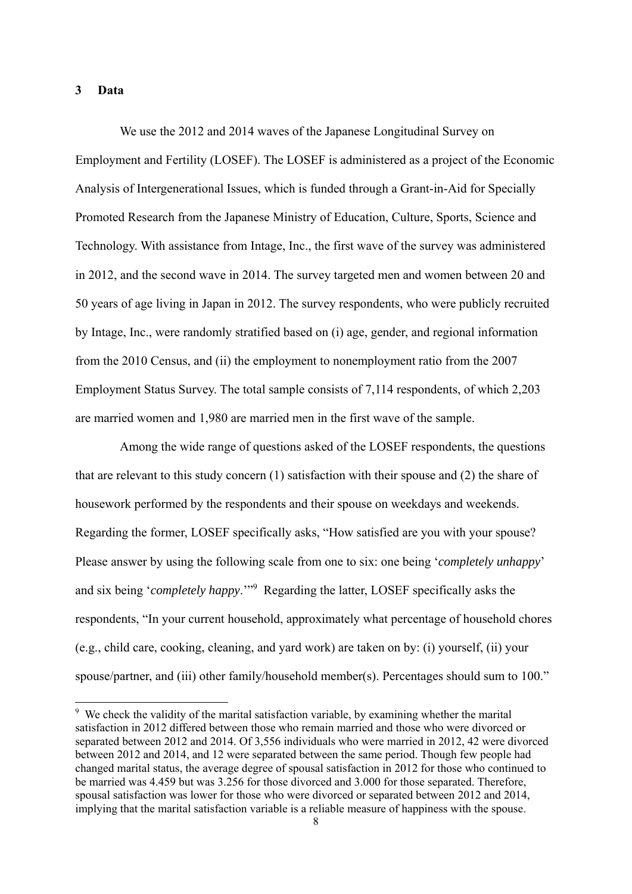## 3 Data

We use the 2012 and 2014 waves of the Japanese Longitudinal Survey on Employment and Fertility (LOSEF). The LOSEF is administered as a project of the Economic Analysis of Intergenerational Issues, which is funded through a Grant-in-Aid for Specially Promoted Research from the Japanese Ministry of Education, Culture, Sports, Science and Technology. With assistance from Intage, Inc., the first wave of the survey was administered in 2012, and the second wave in 2014. The survey targeted men and women between 20 and 50 years of age living in Japan in 2012. The survey respondents, who were publicly recruited by Intage, Inc., were randomly stratified based on (i) age, gender, and regional information from the 2010 Census, and (ii) the employment to nonemployment ratio from the 2007 Employment Status Survey. The total sample consists of 7,114 respondents, of which 2,203 are married women and 1,980 are married men in the first wave of the sample.

Among the wide range of questions asked of the LOSEF respondents, the questions that are relevant to this study concern (1) satisfaction with their spouse and (2) the share of housework performed by the respondents and their spouse on weekdays and weekends. Regarding the former, LOSEF specifically asks, "How satisfied are you with your spouse? Please answer by using the following scale from one to six: one being '*completely unhappy*' and six being '*completely happy*.'"[9] Regarding the latter, LOSEF specifically asks the respondents, "In your current household, approximately what percentage of household chores (e.g., child care, cooking, cleaning, and yard work) are taken on by: (i) yourself, (ii) your spouse/partner, and (iii) other family/household member(s). Percentages should sum to 100."

[9] We check the validity of the marital satisfaction variable, by examining whether the marital satisfaction in 2012 differed between those who remain married and those who were divorced or separated between 2012 and 2014. Of 3,556 individuals who were married in 2012, 42 were divorced between 2012 and 2014, and 12 were separated between the same period. Though few people had changed marital status, the average degree of spousal satisfaction in 2012 for those who continued to be married was 4.459 but was 3.256 for those divorced and 3.000 for those separated. Therefore, spousal satisfaction was lower for those who were divorced or separated between 2012 and 2014, implying that the marital satisfaction variable is a reliable measure of happiness with the spouse.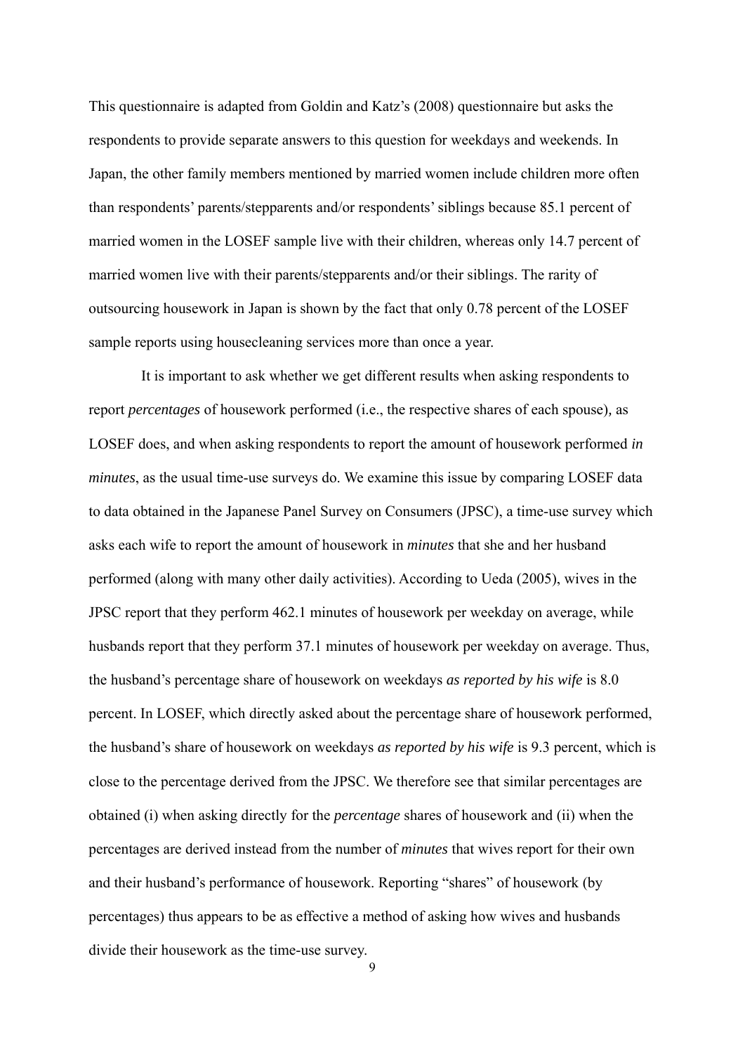This questionnaire is adapted from Goldin and Katz's (2008) questionnaire but asks the respondents to provide separate answers to this question for weekdays and weekends. In Japan, the other family members mentioned by married women include children more often than respondents' parents/stepparents and/or respondents' siblings because 85.1 percent of married women in the LOSEF sample live with their children, whereas only 14.7 percent of married women live with their parents/stepparents and/or their siblings. The rarity of outsourcing housework in Japan is shown by the fact that only 0.78 percent of the LOSEF sample reports using housecleaning services more than once a year.

It is important to ask whether we get different results when asking respondents to report *percentages* of housework performed (i.e., the respective shares of each spouse), as LOSEF does, and when asking respondents to report the amount of housework performed *in minutes*, as the usual time-use surveys do. We examine this issue by comparing LOSEF data to data obtained in the Japanese Panel Survey on Consumers (JPSC), a time-use survey which asks each wife to report the amount of housework in *minutes* that she and her husband performed (along with many other daily activities). According to Ueda (2005), wives in the JPSC report that they perform 462.1 minutes of housework per weekday on average, while husbands report that they perform 37.1 minutes of housework per weekday on average. Thus, the husband's percentage share of housework on weekdays *as reported by his wife* is 8.0 percent. In LOSEF, which directly asked about the percentage share of housework performed, the husband's share of housework on weekdays *as reported by his wife* is 9.3 percent, which is close to the percentage derived from the JPSC. We therefore see that similar percentages are obtained (i) when asking directly for the *percentage* shares of housework and (ii) when the percentages are derived instead from the number of *minutes* that wives report for their own and their husband's performance of housework. Reporting "shares" of housework (by percentages) thus appears to be as effective a method of asking how wives and husbands divide their housework as the time-use survey.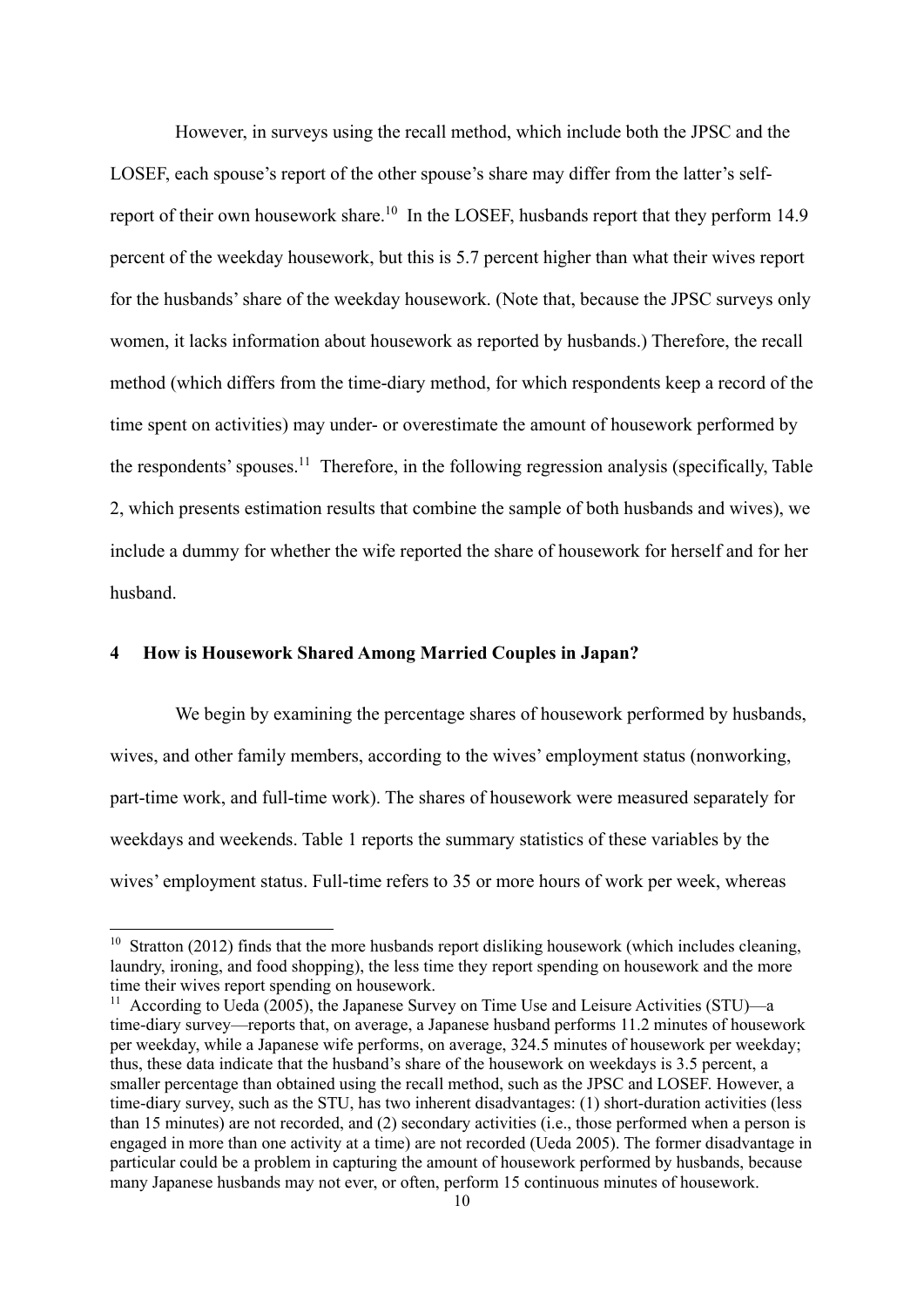However, in surveys using the recall method, which include both the JPSC and the LOSEF, each spouse's report of the other spouse's share may differ from the latter's self-report of their own housework share.[10] In the LOSEF, husbands report that they perform 14.9 percent of the weekday housework, but this is 5.7 percent higher than what their wives report for the husbands' share of the weekday housework. (Note that, because the JPSC surveys only women, it lacks information about housework as reported by husbands.) Therefore, the recall method (which differs from the time-diary method, for which respondents keep a record of the time spent on activities) may under- or overestimate the amount of housework performed by the respondents' spouses.[11] Therefore, in the following regression analysis (specifically, Table 2, which presents estimation results that combine the sample of both husbands and wives), we include a dummy for whether the wife reported the share of housework for herself and for her husband.

## 4 How is Housework Shared Among Married Couples in Japan?

We begin by examining the percentage shares of housework performed by husbands, wives, and other family members, according to the wives' employment status (nonworking, part-time work, and full-time work). The shares of housework were measured separately for weekdays and weekends. Table 1 reports the summary statistics of these variables by the wives' employment status. Full-time refers to 35 or more hours of work per week, whereas

[10] Stratton (2012) finds that the more husbands report disliking housework (which includes cleaning, laundry, ironing, and food shopping), the less time they report spending on housework and the more time their wives report spending on housework.

[11] According to Ueda (2005), the Japanese Survey on Time Use and Leisure Activities (STU)—a time-diary survey—reports that, on average, a Japanese husband performs 11.2 minutes of housework per weekday, while a Japanese wife performs, on average, 324.5 minutes of housework per weekday; thus, these data indicate that the husband's share of the housework on weekdays is 3.5 percent, a smaller percentage than obtained using the recall method, such as the JPSC and LOSEF. However, a time-diary survey, such as the STU, has two inherent disadvantages: (1) short-duration activities (less than 15 minutes) are not recorded, and (2) secondary activities (i.e., those performed when a person is engaged in more than one activity at a time) are not recorded (Ueda 2005). The former disadvantage in particular could be a problem in capturing the amount of housework performed by husbands, because many Japanese husbands may not ever, or often, perform 15 continuous minutes of housework.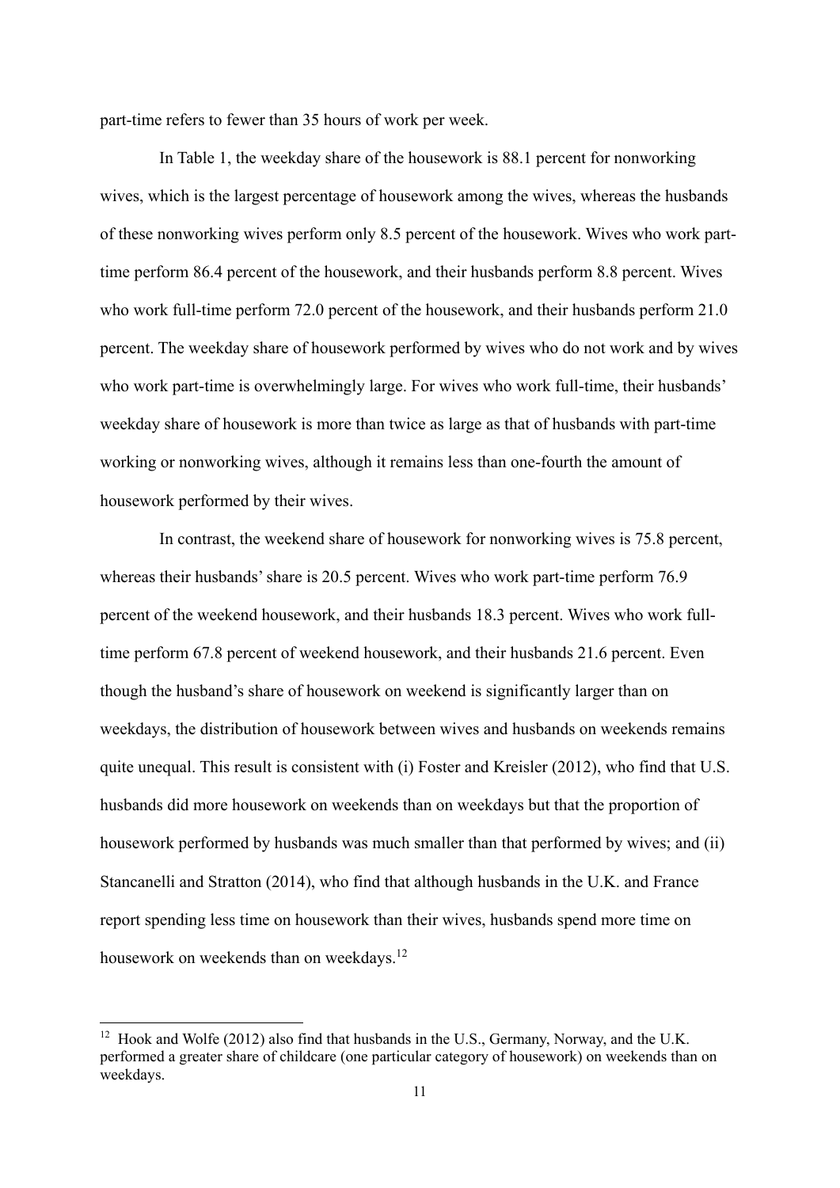part-time refers to fewer than 35 hours of work per week.

In Table 1, the weekday share of the housework is 88.1 percent for nonworking wives, which is the largest percentage of housework among the wives, whereas the husbands of these nonworking wives perform only 8.5 percent of the housework. Wives who work part-time perform 86.4 percent of the housework, and their husbands perform 8.8 percent. Wives who work full-time perform 72.0 percent of the housework, and their husbands perform 21.0 percent. The weekday share of housework performed by wives who do not work and by wives who work part-time is overwhelmingly large. For wives who work full-time, their husbands' weekday share of housework is more than twice as large as that of husbands with part-time working or nonworking wives, although it remains less than one-fourth the amount of housework performed by their wives.

In contrast, the weekend share of housework for nonworking wives is 75.8 percent, whereas their husbands' share is 20.5 percent. Wives who work part-time perform 76.9 percent of the weekend housework, and their husbands 18.3 percent. Wives who work full-time perform 67.8 percent of weekend housework, and their husbands 21.6 percent. Even though the husband's share of housework on weekend is significantly larger than on weekdays, the distribution of housework between wives and husbands on weekends remains quite unequal. This result is consistent with (i) Foster and Kreisler (2012), who find that U.S. husbands did more housework on weekends than on weekdays but that the proportion of housework performed by husbands was much smaller than that performed by wives; and (ii) Stancanelli and Stratton (2014), who find that although husbands in the U.K. and France report spending less time on housework than their wives, husbands spend more time on housework on weekends than on weekdays.[12]

---

[12] Hook and Wolfe (2012) also find that husbands in the U.S., Germany, Norway, and the U.K. performed a greater share of childcare (one particular category of housework) on weekends than on weekdays.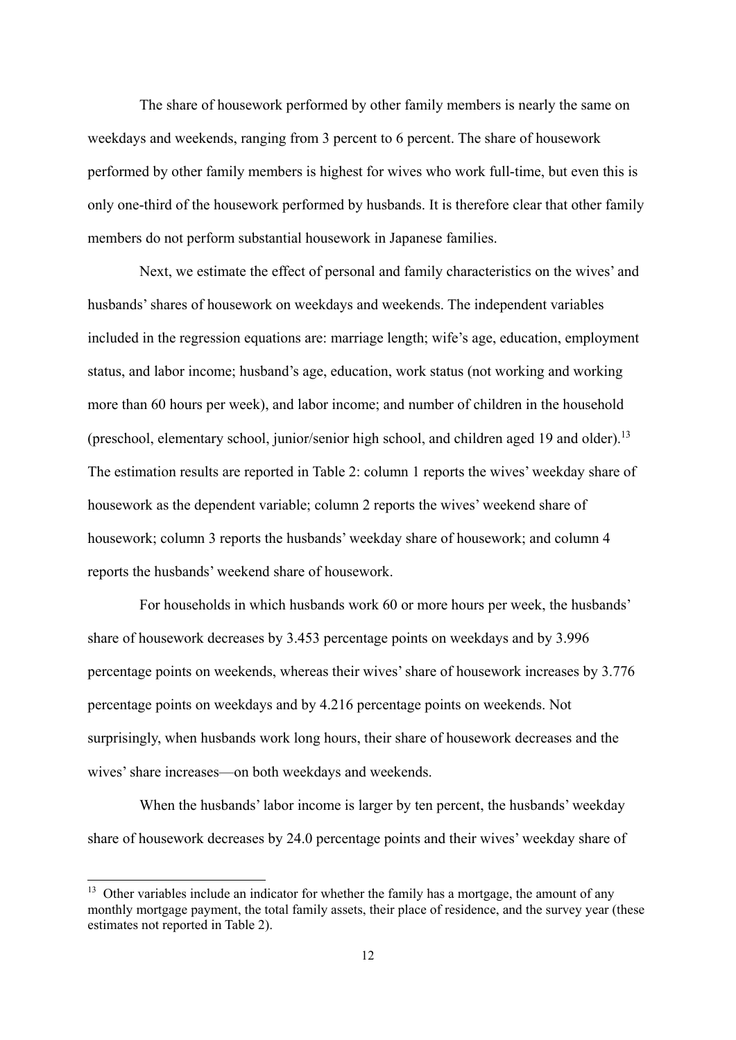The share of housework performed by other family members is nearly the same on weekdays and weekends, ranging from 3 percent to 6 percent. The share of housework performed by other family members is highest for wives who work full-time, but even this is only one-third of the housework performed by husbands. It is therefore clear that other family members do not perform substantial housework in Japanese families.

Next, we estimate the effect of personal and family characteristics on the wives' and husbands' shares of housework on weekdays and weekends. The independent variables included in the regression equations are: marriage length; wife's age, education, employment status, and labor income; husband's age, education, work status (not working and working more than 60 hours per week), and labor income; and number of children in the household (preschool, elementary school, junior/senior high school, and children aged 19 and older).[13] The estimation results are reported in Table 2: column 1 reports the wives' weekday share of housework as the dependent variable; column 2 reports the wives' weekend share of housework; column 3 reports the husbands' weekday share of housework; and column 4 reports the husbands' weekend share of housework.

For households in which husbands work 60 or more hours per week, the husbands' share of housework decreases by 3.453 percentage points on weekdays and by 3.996 percentage points on weekends, whereas their wives' share of housework increases by 3.776 percentage points on weekdays and by 4.216 percentage points on weekends. Not surprisingly, when husbands work long hours, their share of housework decreases and the wives' share increases—on both weekdays and weekends.

When the husbands' labor income is larger by ten percent, the husbands' weekday share of housework decreases by 24.0 percentage points and their wives' weekday share of

[13] Other variables include an indicator for whether the family has a mortgage, the amount of any monthly mortgage payment, the total family assets, their place of residence, and the survey year (these estimates not reported in Table 2).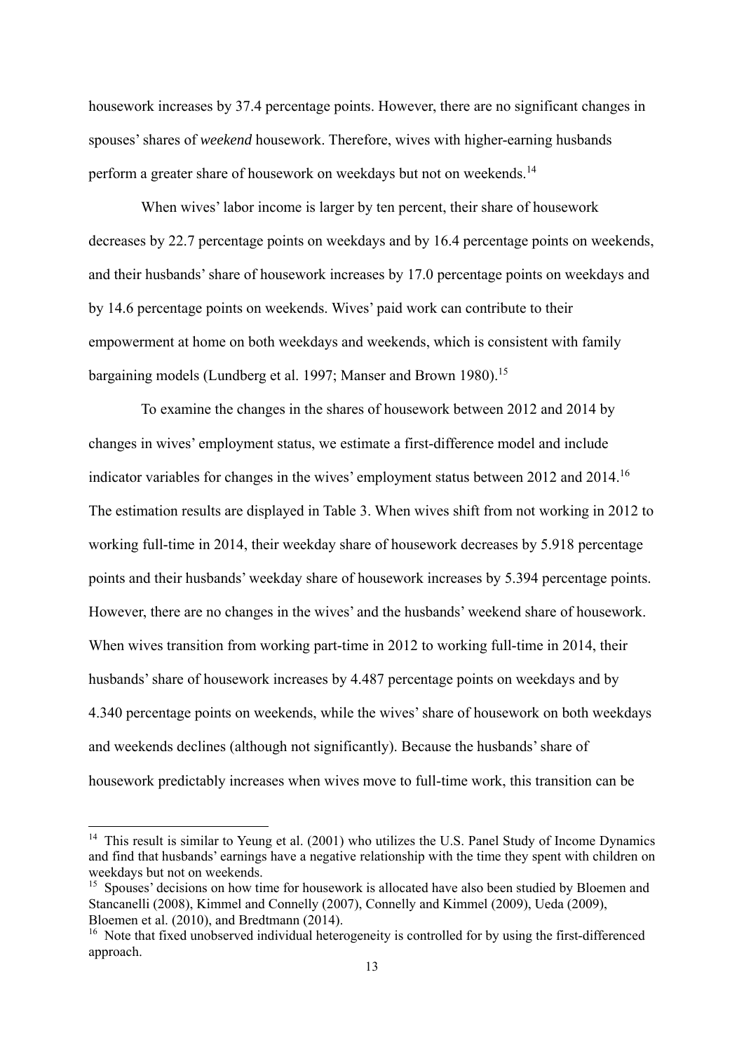housework increases by 37.4 percentage points. However, there are no significant changes in spouses' shares of *weekend* housework. Therefore, wives with higher-earning husbands perform a greater share of housework on weekdays but not on weekends.[14]

When wives' labor income is larger by ten percent, their share of housework decreases by 22.7 percentage points on weekdays and by 16.4 percentage points on weekends, and their husbands' share of housework increases by 17.0 percentage points on weekdays and by 14.6 percentage points on weekends. Wives' paid work can contribute to their empowerment at home on both weekdays and weekends, which is consistent with family bargaining models (Lundberg et al. 1997; Manser and Brown 1980).[15]

To examine the changes in the shares of housework between 2012 and 2014 by changes in wives' employment status, we estimate a first-difference model and include indicator variables for changes in the wives' employment status between 2012 and 2014.[16] The estimation results are displayed in Table 3. When wives shift from not working in 2012 to working full-time in 2014, their weekday share of housework decreases by 5.918 percentage points and their husbands' weekday share of housework increases by 5.394 percentage points. However, there are no changes in the wives' and the husbands' weekend share of housework. When wives transition from working part-time in 2012 to working full-time in 2014, their husbands' share of housework increases by 4.487 percentage points on weekdays and by 4.340 percentage points on weekends, while the wives' share of housework on both weekdays and weekends declines (although not significantly). Because the husbands' share of housework predictably increases when wives move to full-time work, this transition can be

---

[14] This result is similar to Yeung et al. (2001) who utilizes the U.S. Panel Study of Income Dynamics and find that husbands' earnings have a negative relationship with the time they spent with children on weekdays but not on weekends.

[15] Spouses' decisions on how time for housework is allocated have also been studied by Bloemen and Stancanelli (2008), Kimmel and Connelly (2007), Connelly and Kimmel (2009), Ueda (2009), Bloemen et al. (2010), and Bredtmann (2014).

[16] Note that fixed unobserved individual heterogeneity is controlled for by using the first-differenced approach.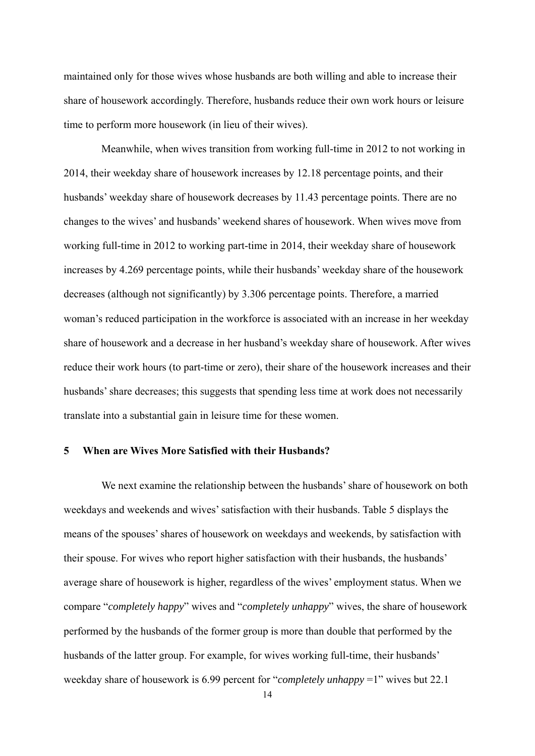maintained only for those wives whose husbands are both willing and able to increase their share of housework accordingly. Therefore, husbands reduce their own work hours or leisure time to perform more housework (in lieu of their wives).

Meanwhile, when wives transition from working full-time in 2012 to not working in 2014, their weekday share of housework increases by 12.18 percentage points, and their husbands' weekday share of housework decreases by 11.43 percentage points. There are no changes to the wives' and husbands' weekend shares of housework. When wives move from working full-time in 2012 to working part-time in 2014, their weekday share of housework increases by 4.269 percentage points, while their husbands' weekday share of the housework decreases (although not significantly) by 3.306 percentage points. Therefore, a married woman's reduced participation in the workforce is associated with an increase in her weekday share of housework and a decrease in her husband's weekday share of housework. After wives reduce their work hours (to part-time or zero), their share of the housework increases and their husbands' share decreases; this suggests that spending less time at work does not necessarily translate into a substantial gain in leisure time for these women.

## 5 When are Wives More Satisfied with their Husbands?

We next examine the relationship between the husbands' share of housework on both weekdays and weekends and wives' satisfaction with their husbands. Table 5 displays the means of the spouses' shares of housework on weekdays and weekends, by satisfaction with their spouse. For wives who report higher satisfaction with their husbands, the husbands' average share of housework is higher, regardless of the wives' employment status. When we compare "*completely happy*" wives and "*completely unhappy*" wives, the share of housework performed by the husbands of the former group is more than double that performed by the husbands of the latter group. For example, for wives working full-time, their husbands' weekday share of housework is 6.99 percent for "*completely unhappy* =1" wives but 22.1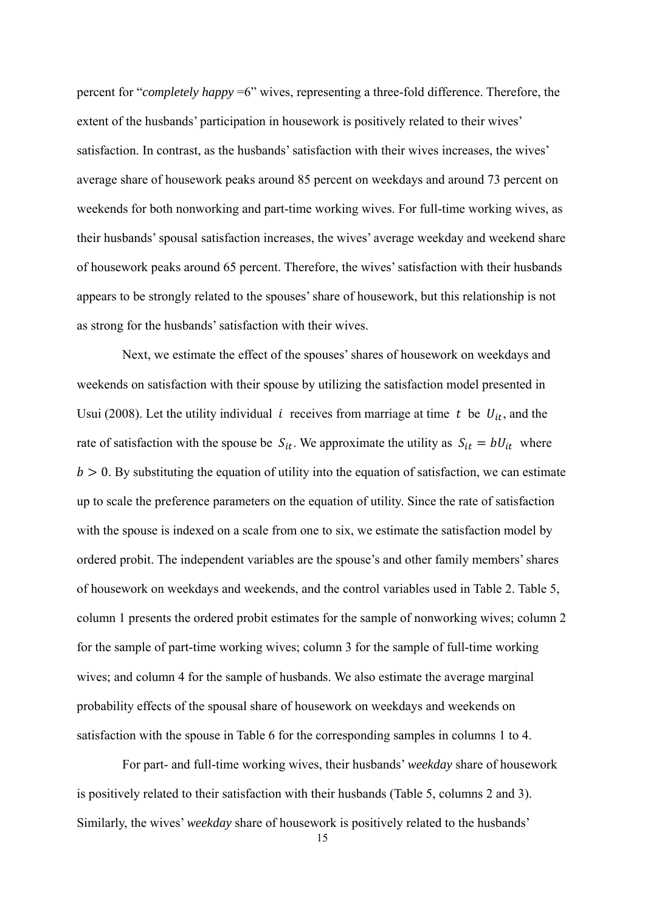percent for "*completely happy* =6" wives, representing a three-fold difference. Therefore, the extent of the husbands' participation in housework is positively related to their wives' satisfaction. In contrast, as the husbands' satisfaction with their wives increases, the wives' average share of housework peaks around 85 percent on weekdays and around 73 percent on weekends for both nonworking and part-time working wives. For full-time working wives, as their husbands' spousal satisfaction increases, the wives' average weekday and weekend share of housework peaks around 65 percent. Therefore, the wives' satisfaction with their husbands appears to be strongly related to the spouses' share of housework, but this relationship is not as strong for the husbands' satisfaction with their wives.

Next, we estimate the effect of the spouses' shares of housework on weekdays and weekends on satisfaction with their spouse by utilizing the satisfaction model presented in Usui (2008). Let the utility individual $i$ receives from marriage at time $t$ be $U_{it}$, and the rate of satisfaction with the spouse be $S_{it}$. We approximate the utility as $S_{it} = bU_{it}$ where $b > 0$. By substituting the equation of utility into the equation of satisfaction, we can estimate up to scale the preference parameters on the equation of utility. Since the rate of satisfaction with the spouse is indexed on a scale from one to six, we estimate the satisfaction model by ordered probit. The independent variables are the spouse's and other family members' shares of housework on weekdays and weekends, and the control variables used in Table 2. Table 5, column 1 presents the ordered probit estimates for the sample of nonworking wives; column 2 for the sample of part-time working wives; column 3 for the sample of full-time working wives; and column 4 for the sample of husbands. We also estimate the average marginal probability effects of the spousal share of housework on weekdays and weekends on satisfaction with the spouse in Table 6 for the corresponding samples in columns 1 to 4.

For part- and full-time working wives, their husbands' *weekday* share of housework is positively related to their satisfaction with their husbands (Table 5, columns 2 and 3). Similarly, the wives' *weekday* share of housework is positively related to the husbands'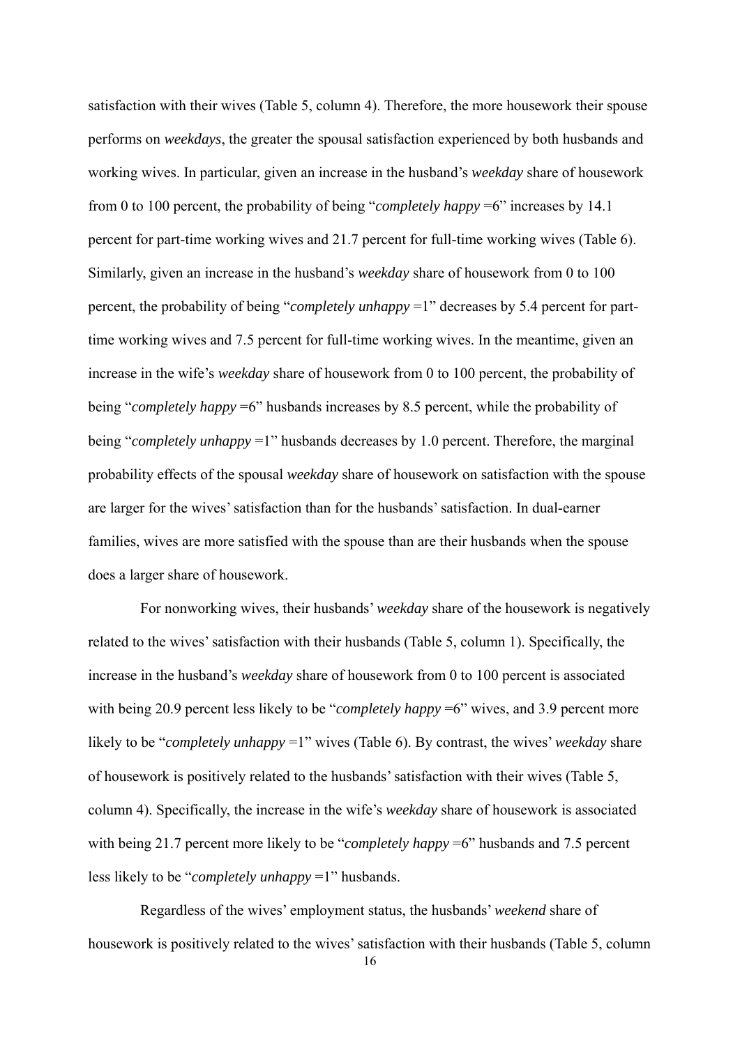satisfaction with their wives (Table 5, column 4). Therefore, the more housework their spouse performs on *weekdays*, the greater the spousal satisfaction experienced by both husbands and working wives. In particular, given an increase in the husband's *weekday* share of housework from 0 to 100 percent, the probability of being "*completely happy* =6" increases by 14.1 percent for part-time working wives and 21.7 percent for full-time working wives (Table 6). Similarly, given an increase in the husband's *weekday* share of housework from 0 to 100 percent, the probability of being "*completely unhappy* =1" decreases by 5.4 percent for part-time working wives and 7.5 percent for full-time working wives. In the meantime, given an increase in the wife's *weekday* share of housework from 0 to 100 percent, the probability of being "*completely happy* =6" husbands increases by 8.5 percent, while the probability of being "*completely unhappy* =1" husbands decreases by 1.0 percent. Therefore, the marginal probability effects of the spousal *weekday* share of housework on satisfaction with the spouse are larger for the wives' satisfaction than for the husbands' satisfaction. In dual-earner families, wives are more satisfied with the spouse than are their husbands when the spouse does a larger share of housework.

For nonworking wives, their husbands' *weekday* share of the housework is negatively related to the wives' satisfaction with their husbands (Table 5, column 1). Specifically, the increase in the husband's *weekday* share of housework from 0 to 100 percent is associated with being 20.9 percent less likely to be "*completely happy* =6" wives, and 3.9 percent more likely to be "*completely unhappy* =1" wives (Table 6). By contrast, the wives' *weekday* share of housework is positively related to the husbands' satisfaction with their wives (Table 5, column 4). Specifically, the increase in the wife's *weekday* share of housework is associated with being 21.7 percent more likely to be "*completely happy* =6" husbands and 7.5 percent less likely to be "*completely unhappy* =1" husbands.

Regardless of the wives' employment status, the husbands' *weekend* share of housework is positively related to the wives' satisfaction with their husbands (Table 5, column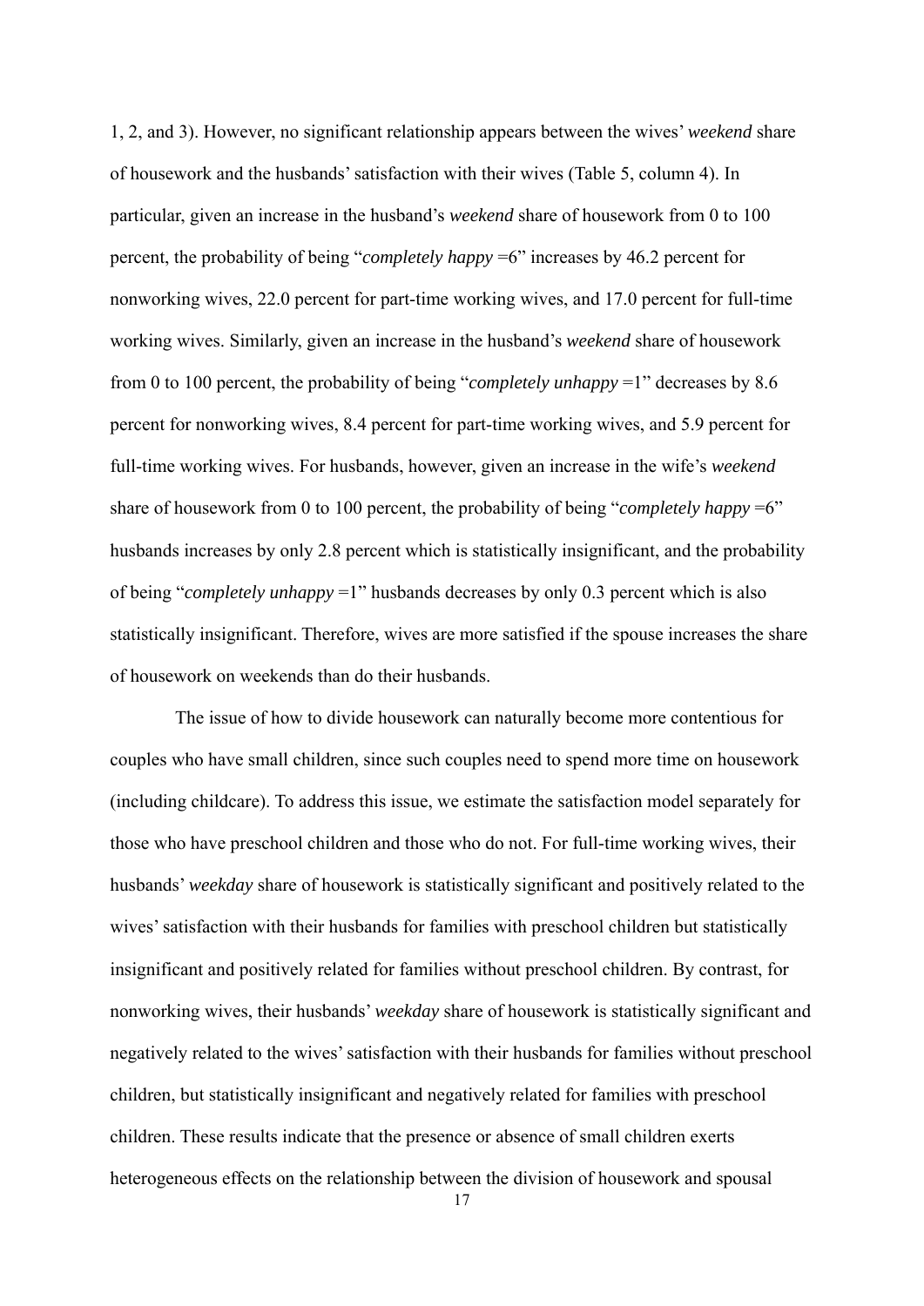1, 2, and 3). However, no significant relationship appears between the wives' *weekend* share of housework and the husbands' satisfaction with their wives (Table 5, column 4). In particular, given an increase in the husband's *weekend* share of housework from 0 to 100 percent, the probability of being "*completely happy* =6" increases by 46.2 percent for nonworking wives, 22.0 percent for part-time working wives, and 17.0 percent for full-time working wives. Similarly, given an increase in the husband's *weekend* share of housework from 0 to 100 percent, the probability of being "*completely unhappy* =1" decreases by 8.6 percent for nonworking wives, 8.4 percent for part-time working wives, and 5.9 percent for full-time working wives. For husbands, however, given an increase in the wife's *weekend* share of housework from 0 to 100 percent, the probability of being "*completely happy* =6" husbands increases by only 2.8 percent which is statistically insignificant, and the probability of being "*completely unhappy* =1" husbands decreases by only 0.3 percent which is also statistically insignificant. Therefore, wives are more satisfied if the spouse increases the share of housework on weekends than do their husbands.

The issue of how to divide housework can naturally become more contentious for couples who have small children, since such couples need to spend more time on housework (including childcare). To address this issue, we estimate the satisfaction model separately for those who have preschool children and those who do not. For full-time working wives, their husbands' *weekday* share of housework is statistically significant and positively related to the wives' satisfaction with their husbands for families with preschool children but statistically insignificant and positively related for families without preschool children. By contrast, for nonworking wives, their husbands' *weekday* share of housework is statistically significant and negatively related to the wives' satisfaction with their husbands for families without preschool children, but statistically insignificant and negatively related for families with preschool children. These results indicate that the presence or absence of small children exerts heterogeneous effects on the relationship between the division of housework and spousal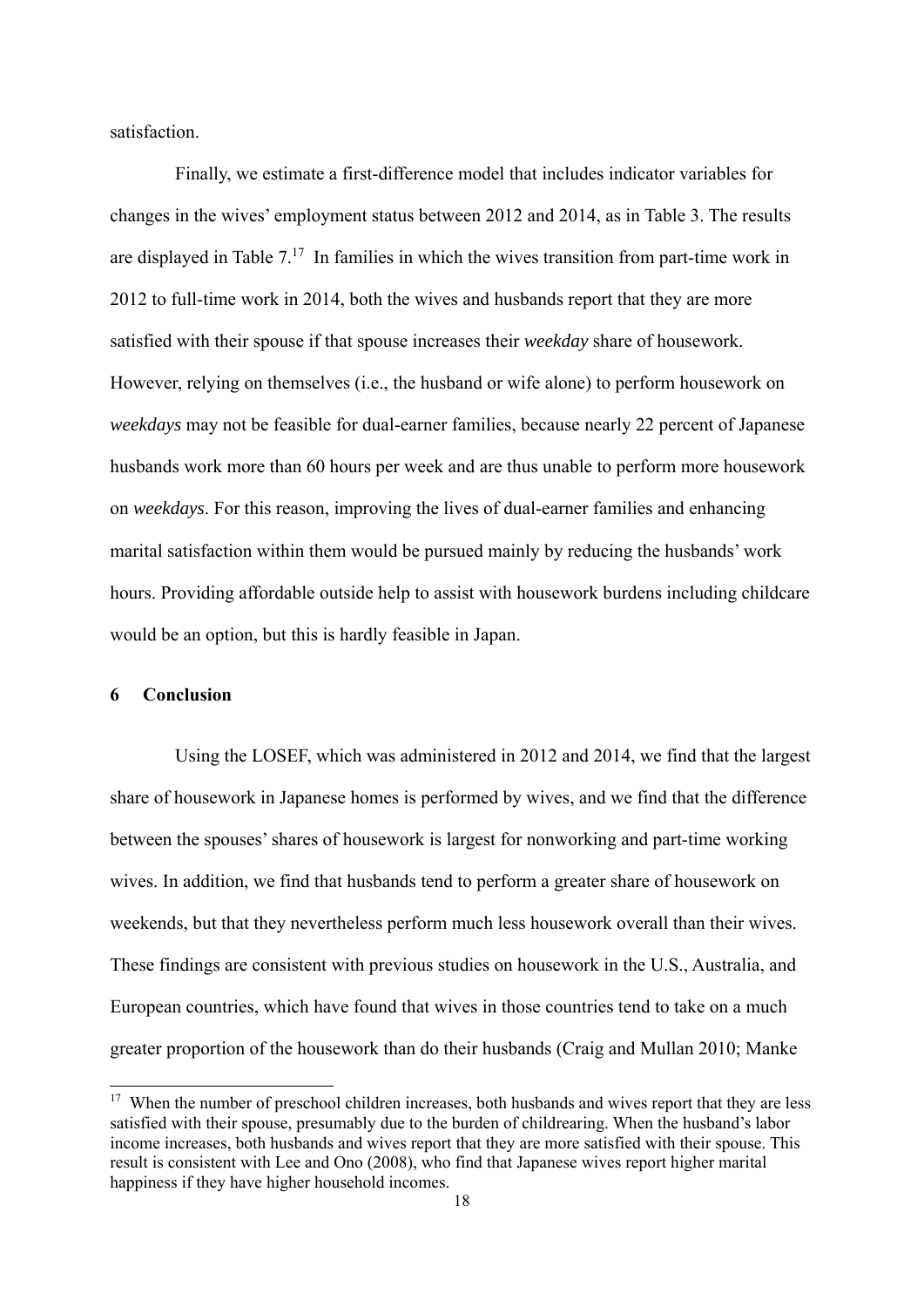satisfaction.

Finally, we estimate a first-difference model that includes indicator variables for changes in the wives' employment status between 2012 and 2014, as in Table 3. The results are displayed in Table 7.[17] In families in which the wives transition from part-time work in 2012 to full-time work in 2014, both the wives and husbands report that they are more satisfied with their spouse if that spouse increases their *weekday* share of housework. However, relying on themselves (i.e., the husband or wife alone) to perform housework on *weekdays* may not be feasible for dual-earner families, because nearly 22 percent of Japanese husbands work more than 60 hours per week and are thus unable to perform more housework on *weekdays*. For this reason, improving the lives of dual-earner families and enhancing marital satisfaction within them would be pursued mainly by reducing the husbands' work hours. Providing affordable outside help to assist with housework burdens including childcare would be an option, but this is hardly feasible in Japan.

## 6 Conclusion

Using the LOSEF, which was administered in 2012 and 2014, we find that the largest share of housework in Japanese homes is performed by wives, and we find that the difference between the spouses' shares of housework is largest for nonworking and part-time working wives. In addition, we find that husbands tend to perform a greater share of housework on weekends, but that they nevertheless perform much less housework overall than their wives. These findings are consistent with previous studies on housework in the U.S., Australia, and European countries, which have found that wives in those countries tend to take on a much greater proportion of the housework than do their husbands (Craig and Mullan 2010; Manke

[17] When the number of preschool children increases, both husbands and wives report that they are less satisfied with their spouse, presumably due to the burden of childrearing. When the husband's labor income increases, both husbands and wives report that they are more satisfied with their spouse. This result is consistent with Lee and Ono (2008), who find that Japanese wives report higher marital happiness if they have higher household incomes.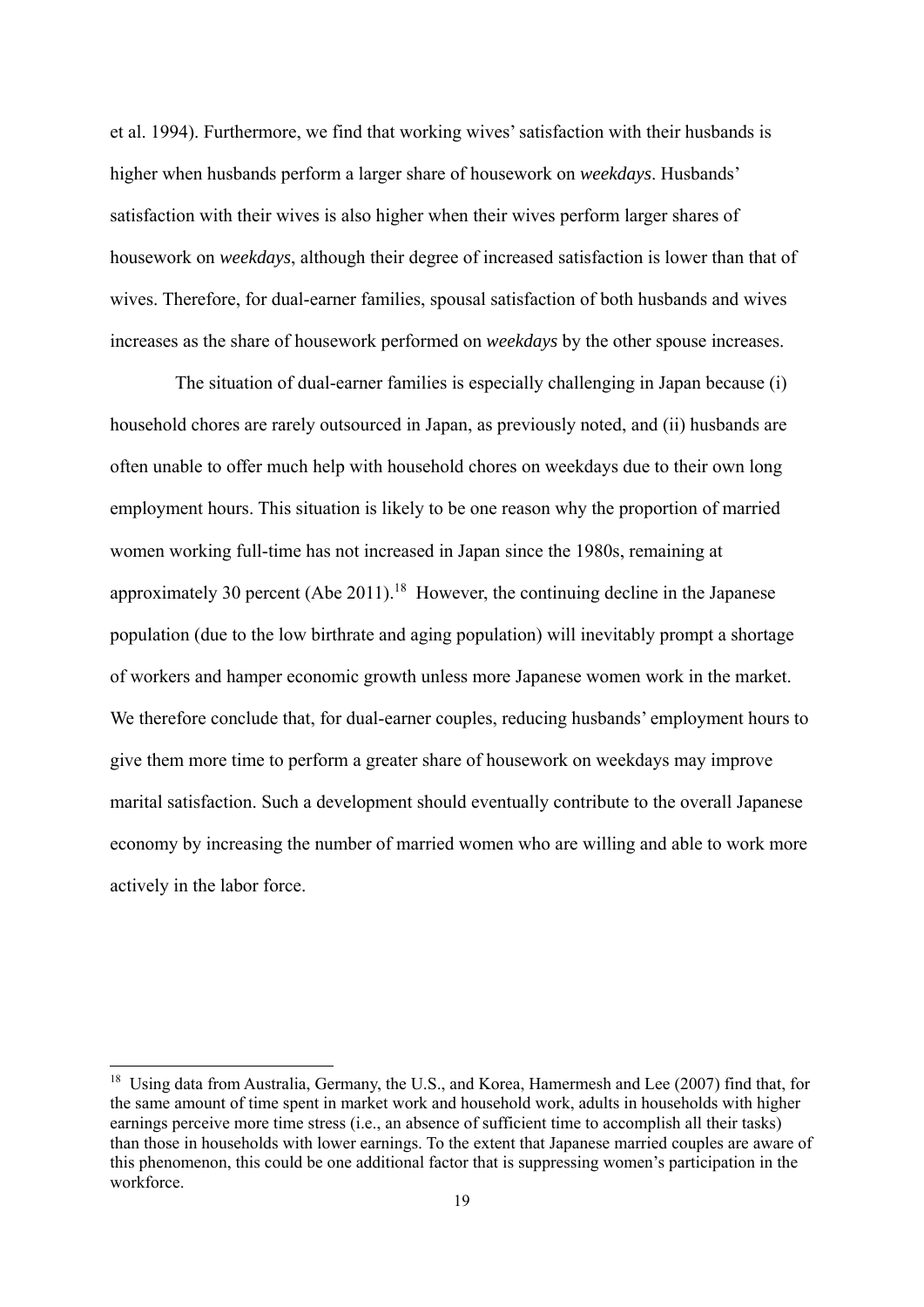et al. 1994). Furthermore, we find that working wives' satisfaction with their husbands is higher when husbands perform a larger share of housework on *weekdays*. Husbands' satisfaction with their wives is also higher when their wives perform larger shares of housework on *weekdays*, although their degree of increased satisfaction is lower than that of wives. Therefore, for dual-earner families, spousal satisfaction of both husbands and wives increases as the share of housework performed on *weekdays* by the other spouse increases.

The situation of dual-earner families is especially challenging in Japan because (i) household chores are rarely outsourced in Japan, as previously noted, and (ii) husbands are often unable to offer much help with household chores on weekdays due to their own long employment hours. This situation is likely to be one reason why the proportion of married women working full-time has not increased in Japan since the 1980s, remaining at approximately 30 percent (Abe 2011).[18] However, the continuing decline in the Japanese population (due to the low birthrate and aging population) will inevitably prompt a shortage of workers and hamper economic growth unless more Japanese women work in the market. We therefore conclude that, for dual-earner couples, reducing husbands' employment hours to give them more time to perform a greater share of housework on weekdays may improve marital satisfaction. Such a development should eventually contribute to the overall Japanese economy by increasing the number of married women who are willing and able to work more actively in the labor force.

[18] Using data from Australia, Germany, the U.S., and Korea, Hamermesh and Lee (2007) find that, for the same amount of time spent in market work and household work, adults in households with higher earnings perceive more time stress (i.e., an absence of sufficient time to accomplish all their tasks) than those in households with lower earnings. To the extent that Japanese married couples are aware of this phenomenon, this could be one additional factor that is suppressing women's participation in the workforce.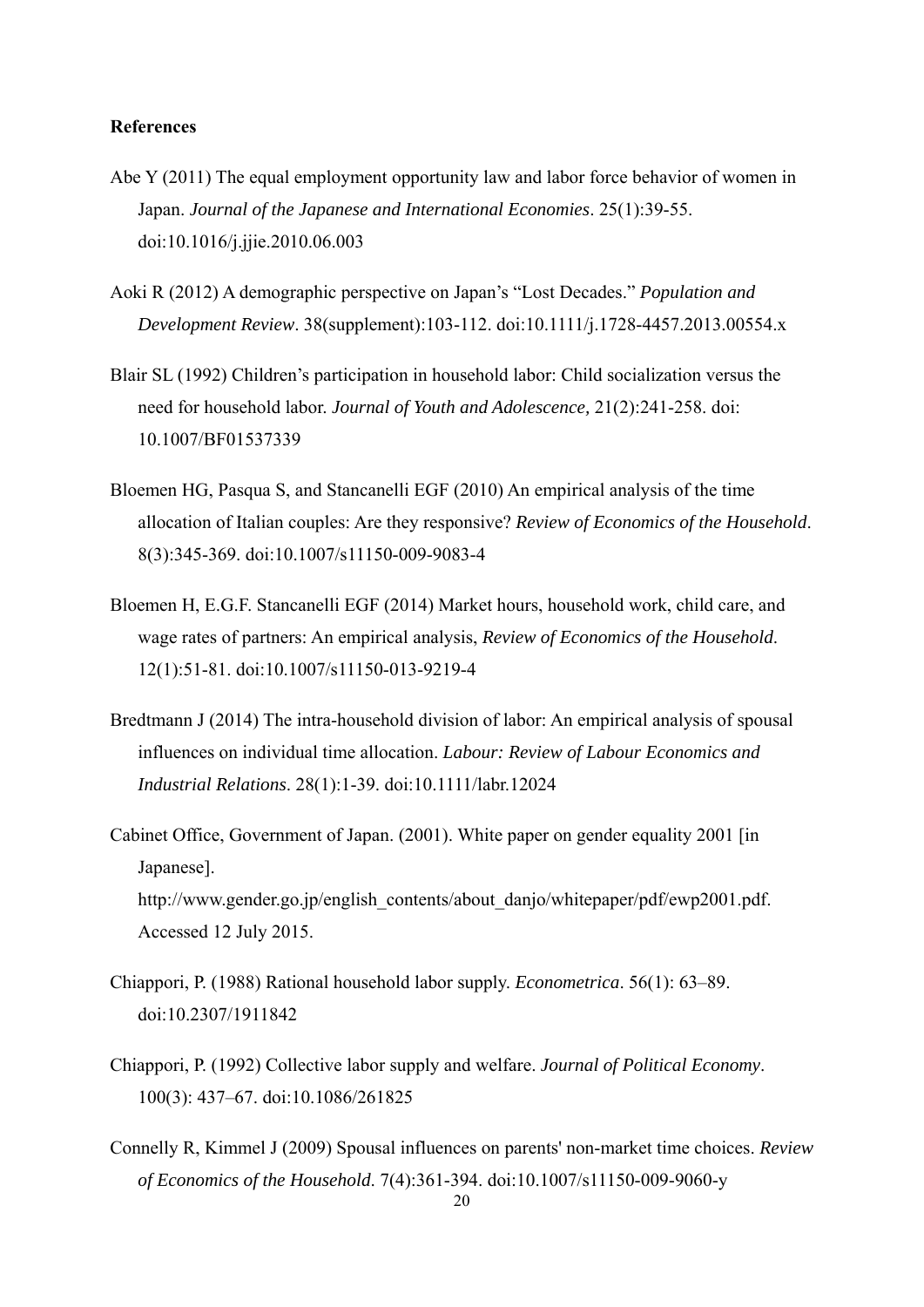**References**

Abe Y (2011) The equal employment opportunity law and labor force behavior of women in Japan. *Journal of the Japanese and International Economies*. 25(1):39-55. doi:10.1016/j.jjie.2010.06.003

Aoki R (2012) A demographic perspective on Japan's "Lost Decades." *Population and Development Review*. 38(supplement):103-112. doi:10.1111/j.1728-4457.2013.00554.x

Blair SL (1992) Children's participation in household labor: Child socialization versus the need for household labor. *Journal of Youth and Adolescence,* 21(2):241-258. doi: 10.1007/BF01537339

Bloemen HG, Pasqua S, and Stancanelli EGF (2010) An empirical analysis of the time allocation of Italian couples: Are they responsive? *Review of Economics of the Household*. 8(3):345-369. doi:10.1007/s11150-009-9083-4

Bloemen H, E.G.F. Stancanelli EGF (2014) Market hours, household work, child care, and wage rates of partners: An empirical analysis, *Review of Economics of the Household*. 12(1):51-81. doi:10.1007/s11150-013-9219-4

Bredtmann J (2014) The intra-household division of labor: An empirical analysis of spousal influences on individual time allocation. *Labour: Review of Labour Economics and Industrial Relations*. 28(1):1-39. doi:10.1111/labr.12024

Cabinet Office, Government of Japan. (2001). White paper on gender equality 2001 [in Japanese]. http://www.gender.go.jp/english_contents/about_danjo/whitepaper/pdf/ewp2001.pdf. Accessed 12 July 2015.

Chiappori, P. (1988) Rational household labor supply. *Econometrica*. 56(1): 63–89. doi:10.2307/1911842

Chiappori, P. (1992) Collective labor supply and welfare. *Journal of Political Economy*. 100(3): 437–67. doi:10.1086/261825

Connelly R, Kimmel J (2009) Spousal influences on parents' non-market time choices. *Review of Economics of the Household*. 7(4):361-394. doi:10.1007/s11150-009-9060-y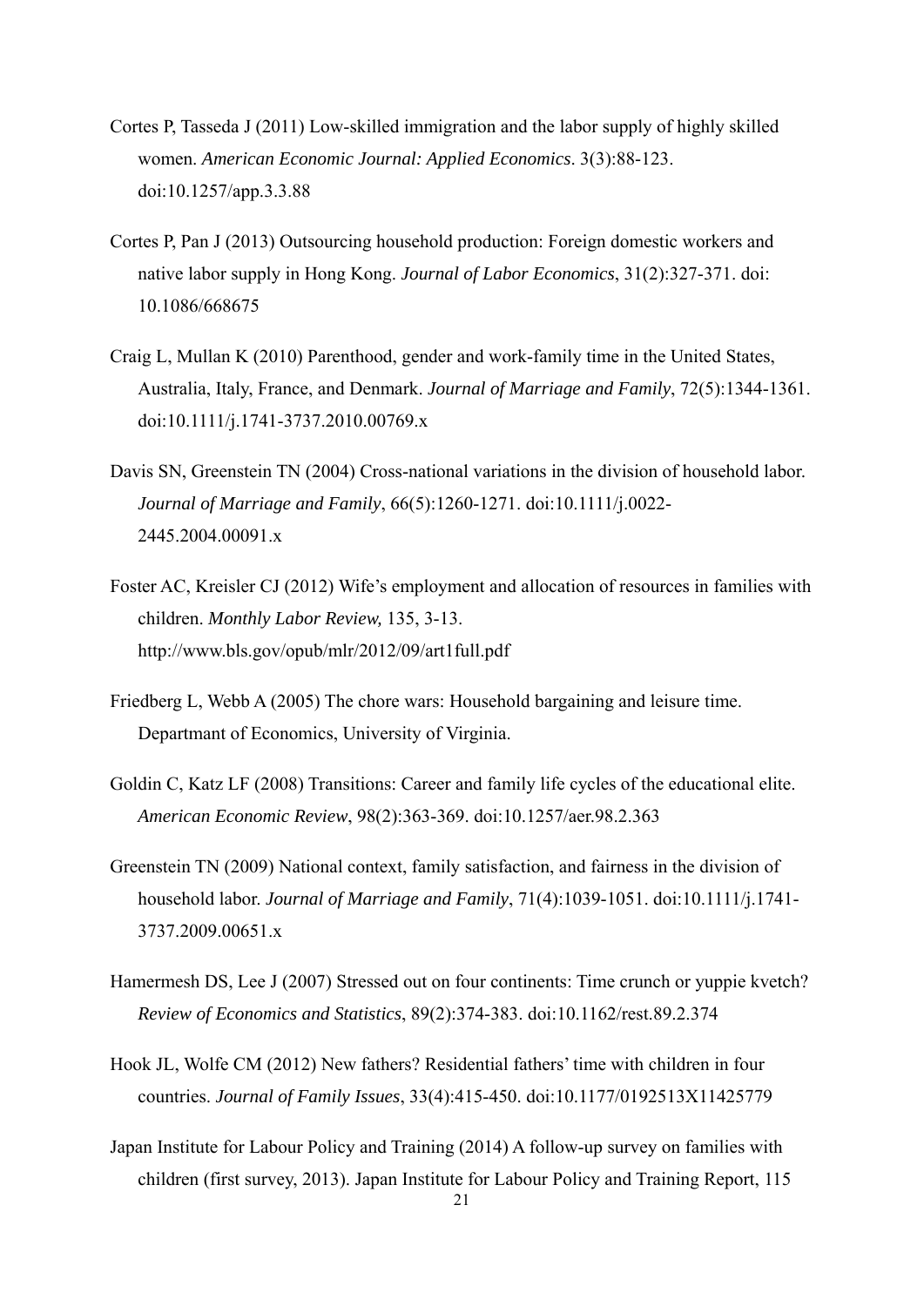Cortes P, Tasseda J (2011) Low-skilled immigration and the labor supply of highly skilled women. *American Economic Journal: Applied Economics*. 3(3):88-123. doi:10.1257/app.3.3.88

Cortes P, Pan J (2013) Outsourcing household production: Foreign domestic workers and native labor supply in Hong Kong. *Journal of Labor Economics*, 31(2):327-371. doi: 10.1086/668675

Craig L, Mullan K (2010) Parenthood, gender and work-family time in the United States, Australia, Italy, France, and Denmark. *Journal of Marriage and Family*, 72(5):1344-1361. doi:10.1111/j.1741-3737.2010.00769.x

Davis SN, Greenstein TN (2004) Cross-national variations in the division of household labor. *Journal of Marriage and Family*, 66(5):1260-1271. doi:10.1111/j.0022-2445.2004.00091.x

Foster AC, Kreisler CJ (2012) Wife's employment and allocation of resources in families with children. *Monthly Labor Review,* 135, 3-13. http://www.bls.gov/opub/mlr/2012/09/art1full.pdf

Friedberg L, Webb A (2005) The chore wars: Household bargaining and leisure time. Departmant of Economics, University of Virginia.

Goldin C, Katz LF (2008) Transitions: Career and family life cycles of the educational elite. *American Economic Review*, 98(2):363-369. doi:10.1257/aer.98.2.363

Greenstein TN (2009) National context, family satisfaction, and fairness in the division of household labor. *Journal of Marriage and Family*, 71(4):1039-1051. doi:10.1111/j.1741-3737.2009.00651.x

Hamermesh DS, Lee J (2007) Stressed out on four continents: Time crunch or yuppie kvetch? *Review of Economics and Statistics*, 89(2):374-383. doi:10.1162/rest.89.2.374

Hook JL, Wolfe CM (2012) New fathers? Residential fathers' time with children in four countries. *Journal of Family Issues*, 33(4):415-450. doi:10.1177/0192513X11425779

Japan Institute for Labour Policy and Training (2014) A follow-up survey on families with children (first survey, 2013). Japan Institute for Labour Policy and Training Report, 115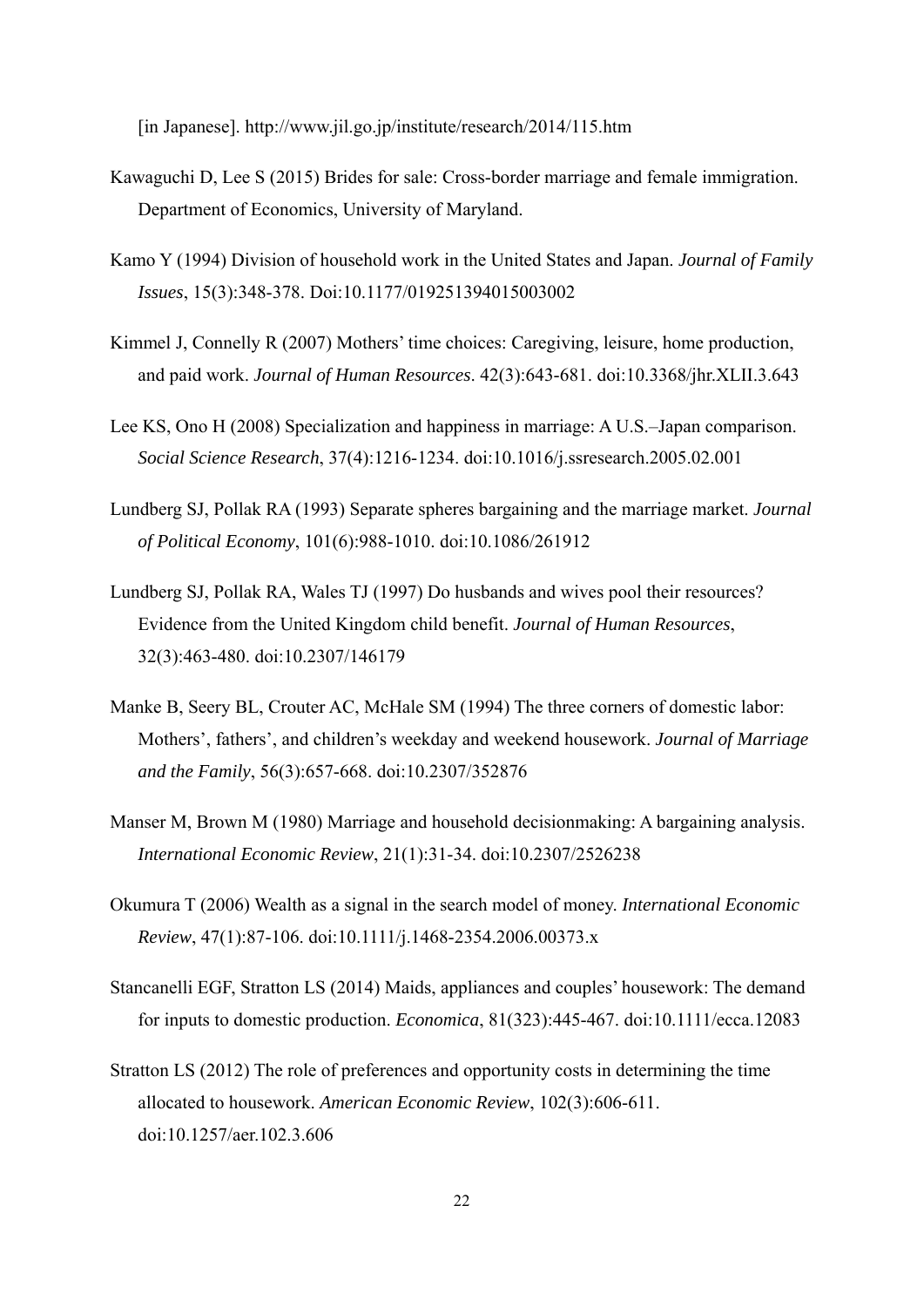[in Japanese]. http://www.jil.go.jp/institute/research/2014/115.htm

Kawaguchi D, Lee S (2015) Brides for sale: Cross-border marriage and female immigration. Department of Economics, University of Maryland.

Kamo Y (1994) Division of household work in the United States and Japan. *Journal of Family Issues*, 15(3):348-378. Doi:10.1177/019251394015003002

Kimmel J, Connelly R (2007) Mothers' time choices: Caregiving, leisure, home production, and paid work. *Journal of Human Resources*. 42(3):643-681. doi:10.3368/jhr.XLII.3.643

Lee KS, Ono H (2008) Specialization and happiness in marriage: A U.S.–Japan comparison. *Social Science Research*, 37(4):1216-1234. doi:10.1016/j.ssresearch.2005.02.001

Lundberg SJ, Pollak RA (1993) Separate spheres bargaining and the marriage market. *Journal of Political Economy*, 101(6):988-1010. doi:10.1086/261912

Lundberg SJ, Pollak RA, Wales TJ (1997) Do husbands and wives pool their resources? Evidence from the United Kingdom child benefit. *Journal of Human Resources*, 32(3):463-480. doi:10.2307/146179

Manke B, Seery BL, Crouter AC, McHale SM (1994) The three corners of domestic labor: Mothers', fathers', and children's weekday and weekend housework. *Journal of Marriage and the Family*, 56(3):657-668. doi:10.2307/352876

Manser M, Brown M (1980) Marriage and household decisionmaking: A bargaining analysis. *International Economic Review*, 21(1):31-34. doi:10.2307/2526238

Okumura T (2006) Wealth as a signal in the search model of money. *International Economic Review*, 47(1):87-106. doi:10.1111/j.1468-2354.2006.00373.x

Stancanelli EGF, Stratton LS (2014) Maids, appliances and couples' housework: The demand for inputs to domestic production. *Economica*, 81(323):445-467. doi:10.1111/ecca.12083

Stratton LS (2012) The role of preferences and opportunity costs in determining the time allocated to housework. *American Economic Review*, 102(3):606-611. doi:10.1257/aer.102.3.606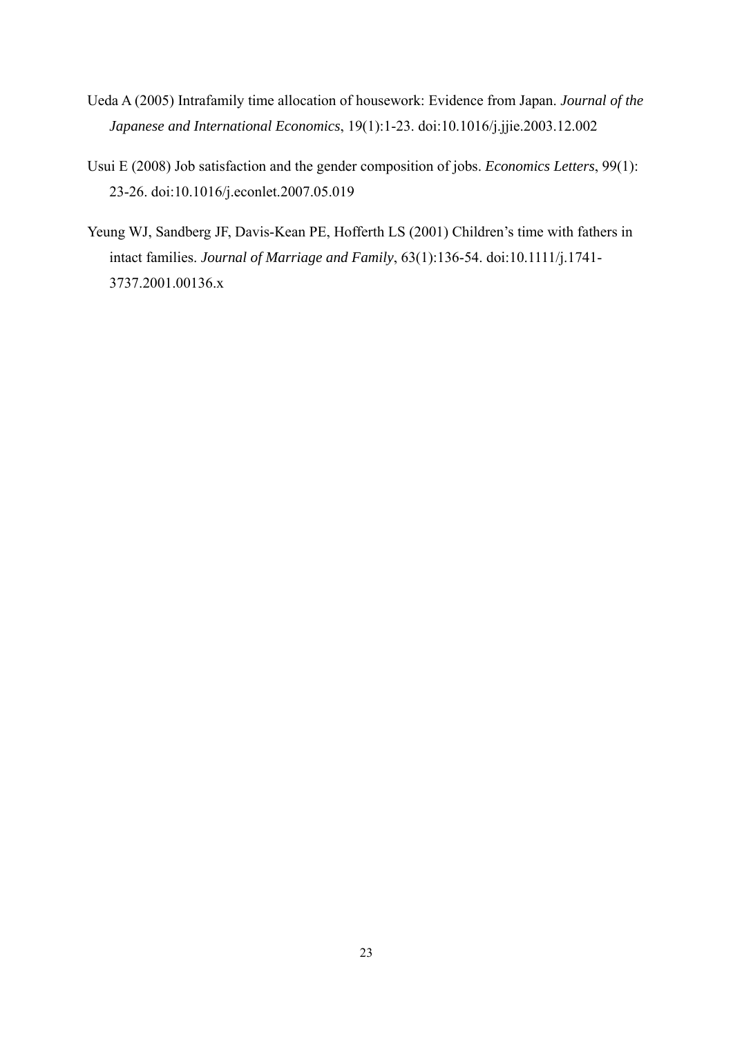Ueda A (2005) Intrafamily time allocation of housework: Evidence from Japan. *Journal of the Japanese and International Economics*, 19(1):1-23. doi:10.1016/j.jjie.2003.12.002

Usui E (2008) Job satisfaction and the gender composition of jobs. *Economics Letters*, 99(1): 23-26. doi:10.1016/j.econlet.2007.05.019

Yeung WJ, Sandberg JF, Davis-Kean PE, Hofferth LS (2001) Children's time with fathers in intact families. *Journal of Marriage and Family*, 63(1):136-54. doi:10.1111/j.1741-3737.2001.00136.x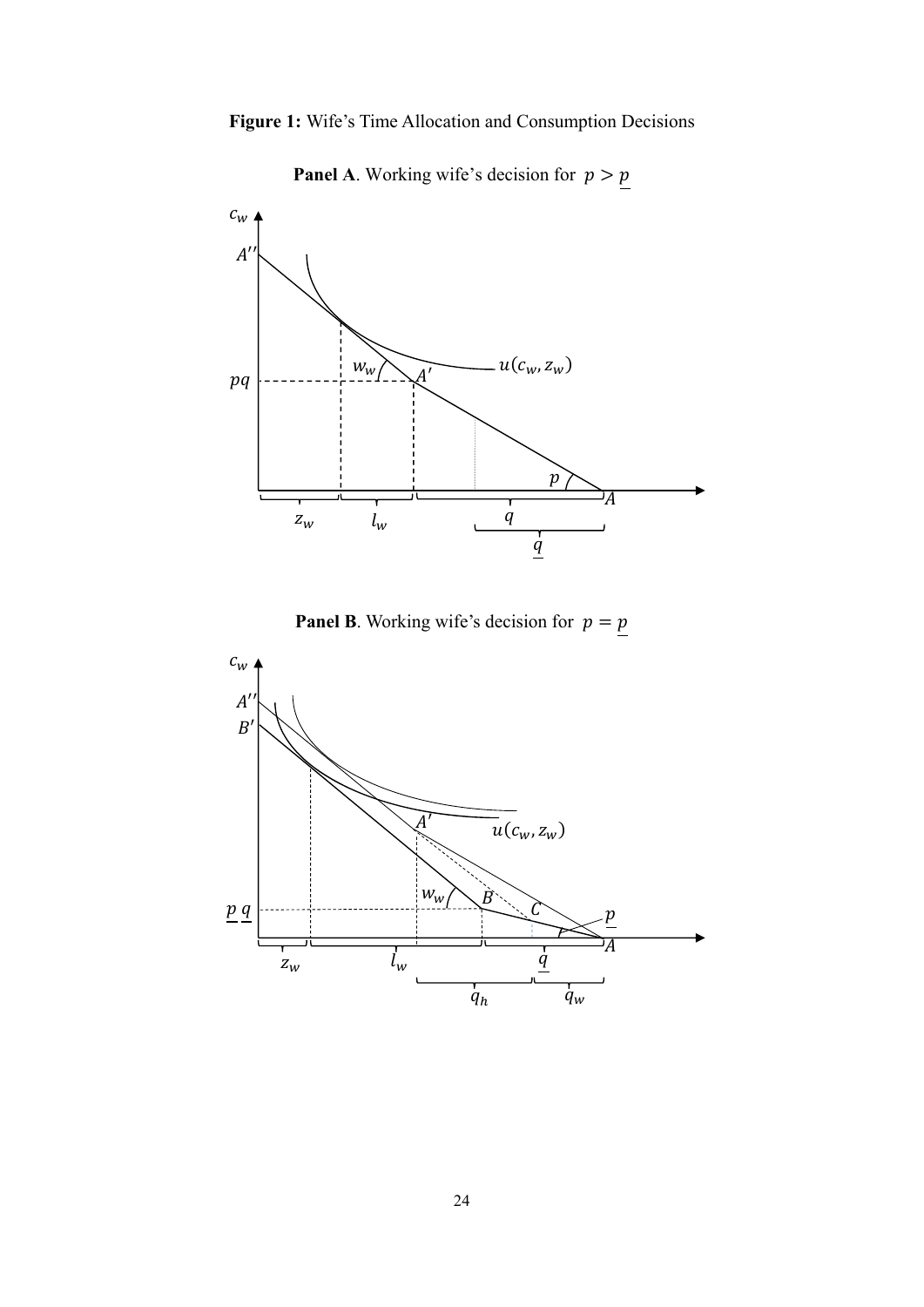**Figure 1:** Wife's Time Allocation and Consumption Decisions

**Panel A**. Working wife's decision for $p > \underline{p}$

**Panel B**. Working wife's decision for $p = \underline{p}$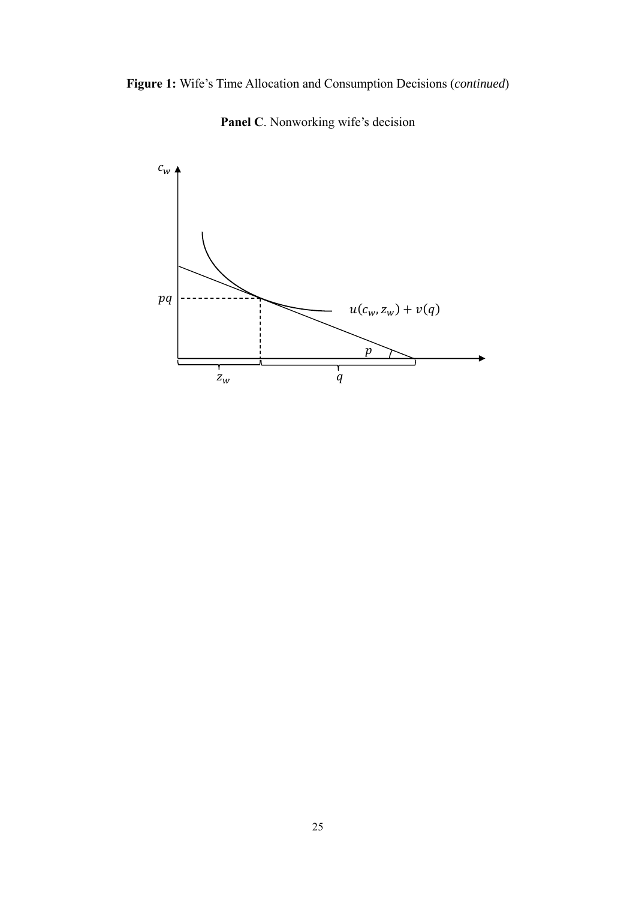**Figure 1:** Wife's Time Allocation and Consumption Decisions (*continued*)

**Panel C**. Nonworking wife's decision

$c_w$

$pq$

$u(c_w, z_w) + v(q)$

$p$

$z_w$

$q$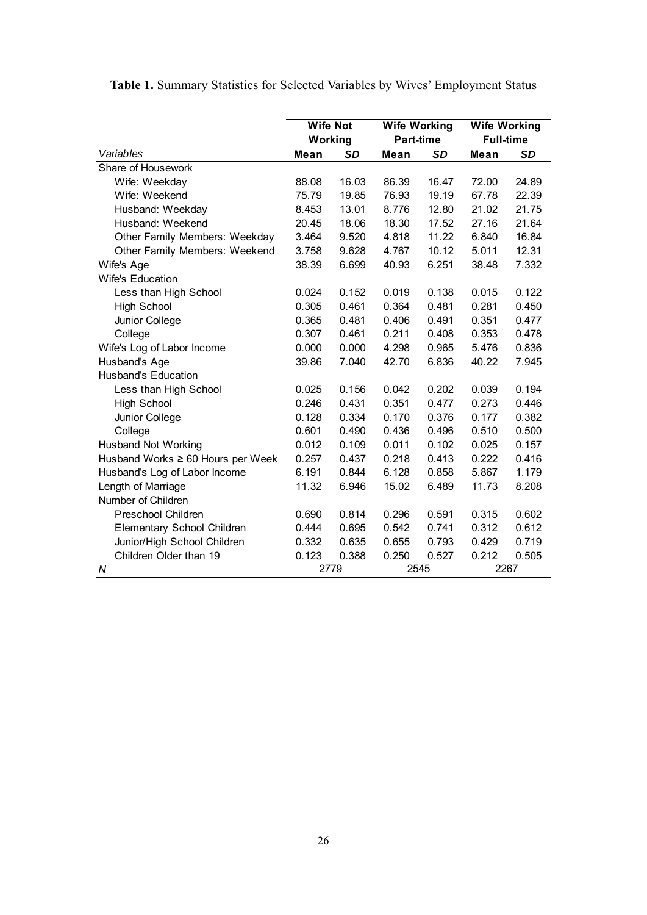**Table 1.** Summary Statistics for Selected Variables by Wives' Employment Status

| | Wife Not Working | | Wife Working Part-time | | Wife Working Full-time | |
|---|---|---|---|---|---|---|
| *Variables* | **Mean** | ***SD*** | **Mean** | ***SD*** | **Mean** | ***SD*** |
| Share of Housework | | | | | | |
| Wife: Weekday | 88.08 | 16.03 | 86.39 | 16.47 | 72.00 | 24.89 |
| Wife: Weekend | 75.79 | 19.85 | 76.93 | 19.19 | 67.78 | 22.39 |
| Husband: Weekday | 8.453 | 13.01 | 8.776 | 12.80 | 21.02 | 21.75 |
| Husband: Weekend | 20.45 | 18.06 | 18.30 | 17.52 | 27.16 | 21.64 |
| Other Family Members: Weekday | 3.464 | 9.520 | 4.818 | 11.22 | 6.840 | 16.84 |
| Other Family Members: Weekend | 3.758 | 9.628 | 4.767 | 10.12 | 5.011 | 12.31 |
| Wife's Age | 38.39 | 6.699 | 40.93 | 6.251 | 38.48 | 7.332 |
| Wife's Education | | | | | | |
| Less than High School | 0.024 | 0.152 | 0.019 | 0.138 | 0.015 | 0.122 |
| High School | 0.305 | 0.461 | 0.364 | 0.481 | 0.281 | 0.450 |
| Junior College | 0.365 | 0.481 | 0.406 | 0.491 | 0.351 | 0.477 |
| College | 0.307 | 0.461 | 0.211 | 0.408 | 0.353 | 0.478 |
| Wife's Log of Labor Income | 0.000 | 0.000 | 4.298 | 0.965 | 5.476 | 0.836 |
| Husband's Age | 39.86 | 7.040 | 42.70 | 6.836 | 40.22 | 7.945 |
| Husband's Education | | | | | | |
| Less than High School | 0.025 | 0.156 | 0.042 | 0.202 | 0.039 | 0.194 |
| High School | 0.246 | 0.431 | 0.351 | 0.477 | 0.273 | 0.446 |
| Junior College | 0.128 | 0.334 | 0.170 | 0.376 | 0.177 | 0.382 |
| College | 0.601 | 0.490 | 0.436 | 0.496 | 0.510 | 0.500 |
| Husband Not Working | 0.012 | 0.109 | 0.011 | 0.102 | 0.025 | 0.157 |
| Husband Works ≥ 60 Hours per Week | 0.257 | 0.437 | 0.218 | 0.413 | 0.222 | 0.416 |
| Husband's Log of Labor Income | 6.191 | 0.844 | 6.128 | 0.858 | 5.867 | 1.179 |
| Length of Marriage | 11.32 | 6.946 | 15.02 | 6.489 | 11.73 | 8.208 |
| Number of Children | | | | | | |
| Preschool Children | 0.690 | 0.814 | 0.296 | 0.591 | 0.315 | 0.602 |
| Elementary School Children | 0.444 | 0.695 | 0.542 | 0.741 | 0.312 | 0.612 |
| Junior/High School Children | 0.332 | 0.635 | 0.655 | 0.793 | 0.429 | 0.719 |
| Children Older than 19 | 0.123 | 0.388 | 0.250 | 0.527 | 0.212 | 0.505 |
| *N* | 2779 | | 2545 | | 2267 | |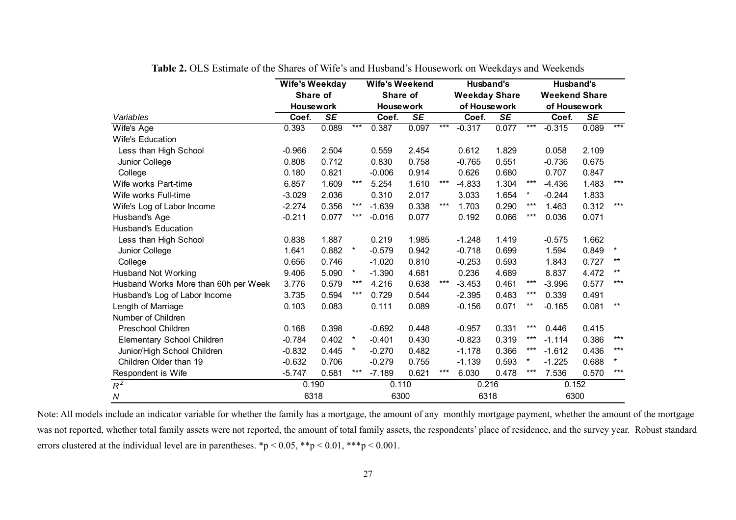**Table 2.** OLS Estimate of the Shares of Wife's and Husband's Housework on Weekdays and Weekends

| Variables | Wife's Weekday Share of Housework | | | Wife's Weekend Share of Housework | | | Husband's Weekday Share of Housework | | | Husband's Weekend Share of Housework | | |
|---|---|---|---|---|---|---|---|---|---|---|---|---|
| | Coef. | *SE* | | Coef. | *SE* | | Coef. | *SE* | | Coef. | *SE* | |
| Wife's Age | 0.393 | 0.089 | *** | 0.387 | 0.097 | *** | -0.317 | 0.077 | *** | -0.315 | 0.089 | *** |
| Wife's Education | | | | | | | | | | | | |
| Less than High School | -0.966 | 2.504 | | 0.559 | 2.454 | | 0.612 | 1.829 | | 0.058 | 2.109 | |
| Junior College | 0.808 | 0.712 | | 0.830 | 0.758 | | -0.765 | 0.551 | | -0.736 | 0.675 | |
| College | 0.180 | 0.821 | | -0.006 | 0.914 | | 0.626 | 0.680 | | 0.707 | 0.847 | |
| Wife works Part-time | 6.857 | 1.609 | *** | 5.254 | 1.610 | *** | -4.833 | 1.304 | *** | -4.436 | 1.483 | *** |
| Wife works Full-time | -3.029 | 2.036 | | 0.310 | 2.017 | | 3.033 | 1.654 | * | -0.244 | 1.833 | |
| Wife's Log of Labor Income | -2.274 | 0.356 | *** | -1.639 | 0.338 | *** | 1.703 | 0.290 | *** | 1.463 | 0.312 | *** |
| Husband's Age | -0.211 | 0.077 | *** | -0.016 | 0.077 | | 0.192 | 0.066 | *** | 0.036 | 0.071 | |
| Husband's Education | | | | | | | | | | | | |
| Less than High School | 0.838 | 1.887 | | 0.219 | 1.985 | | -1.248 | 1.419 | | -0.575 | 1.662 | |
| Junior College | 1.641 | 0.882 | * | -0.579 | 0.942 | | -0.718 | 0.699 | | 1.594 | 0.849 | * |
| College | 0.656 | 0.746 | | -1.020 | 0.810 | | -0.253 | 0.593 | | 1.843 | 0.727 | ** |
| Husband Not Working | 9.406 | 5.090 | * | -1.390 | 4.681 | | 0.236 | 4.689 | | 8.837 | 4.472 | ** |
| Husband Works More than 60h per Week | 3.776 | 0.579 | *** | 4.216 | 0.638 | *** | -3.453 | 0.461 | *** | -3.996 | 0.577 | *** |
| Husband's Log of Labor Income | 3.735 | 0.594 | *** | 0.729 | 0.544 | | -2.395 | 0.483 | *** | 0.339 | 0.491 | |
| Length of Marriage | 0.103 | 0.083 | | 0.111 | 0.089 | | -0.156 | 0.071 | ** | -0.165 | 0.081 | ** |
| Number of Children | | | | | | | | | | | | |
| Preschool Children | 0.168 | 0.398 | | -0.692 | 0.448 | | -0.957 | 0.331 | *** | 0.446 | 0.415 | |
| Elementary School Children | -0.784 | 0.402 | * | -0.401 | 0.430 | | -0.823 | 0.319 | *** | -1.114 | 0.386 | *** |
| Junior/High School Children | -0.832 | 0.445 | * | -0.270 | 0.482 | | -1.178 | 0.366 | *** | -1.612 | 0.436 | *** |
| Children Older than 19 | -0.632 | 0.706 | | -0.279 | 0.755 | | -1.139 | 0.593 | * | -1.225 | 0.688 | * |
| Respondent is Wife | -5.747 | 0.581 | *** | -7.189 | 0.621 | *** | 6.030 | 0.478 | *** | 7.536 | 0.570 | *** |
| $R^2$ | 0.190 | | | 0.110 | | | 0.216 | | | 0.152 | | |
| *N* | 6318 | | | 6300 | | | 6318 | | | 6300 | | |

Note: All models include an indicator variable for whether the family has a mortgage, the amount of any monthly mortgage payment, whether the amount of the mortgage was not reported, whether total family assets were not reported, the amount of total family assets, the respondents' place of residence, and the survey year. Robust standard errors clustered at the individual level are in parentheses. *p < 0.05, **p < 0.01, ***p < 0.001.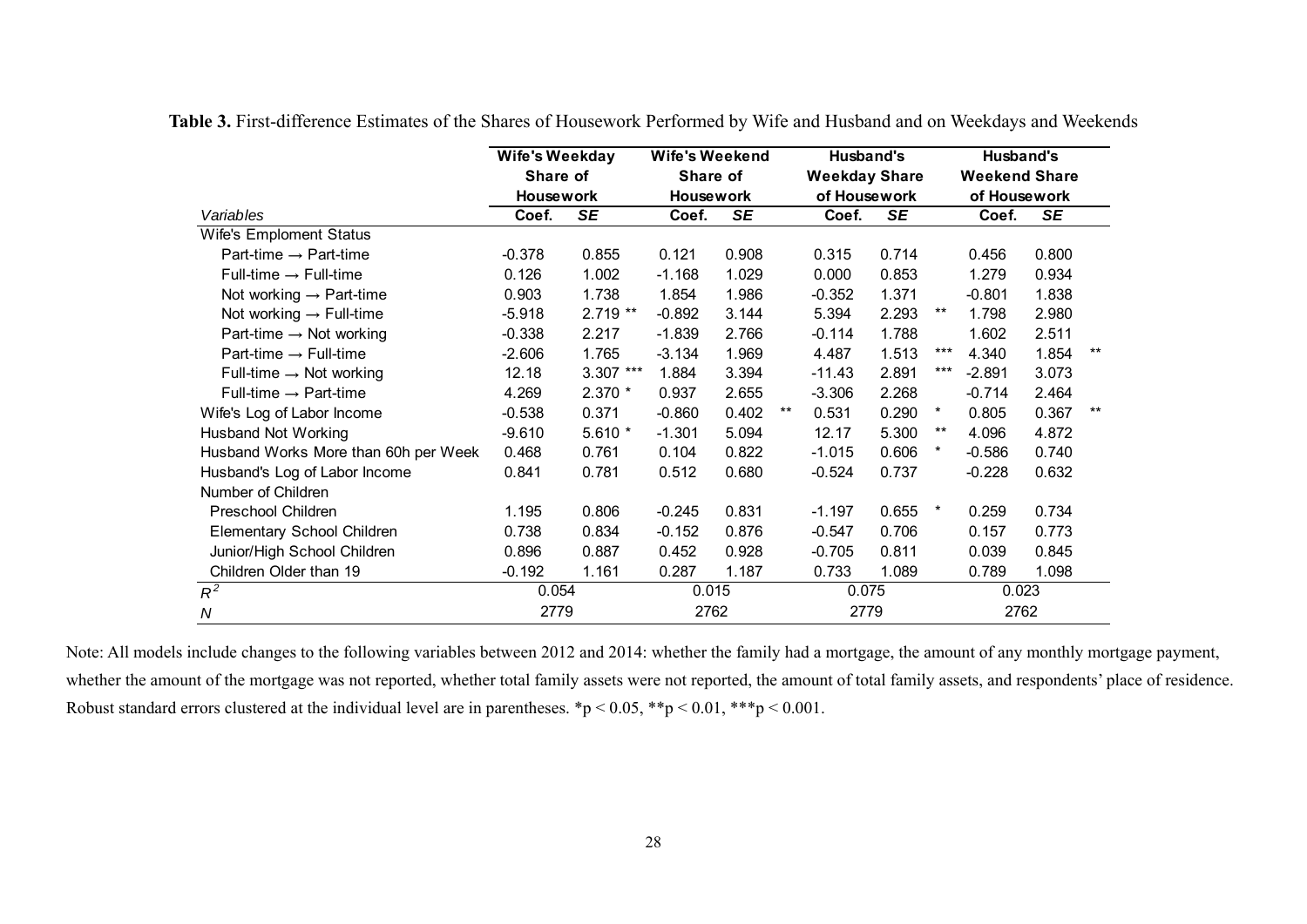**Table 3.** First-difference Estimates of the Shares of Housework Performed by Wife and Husband and on Weekdays and Weekends

| | Wife's Weekday Share of Housework | | | Wife's Weekend Share of Housework | | | Husband's Weekday Share of Housework | | | Husband's Weekend Share of Housework | | |
|---|---|---|---|---|---|---|---|---|---|---|---|---|
| *Variables* | Coef. | *SE* | | Coef. | *SE* | | Coef. | *SE* | | Coef. | *SE* | |
| Wife's Emploment Status | | | | | | | | | | | | |
| Part-time → Part-time | -0.378 | 0.855 | | 0.121 | 0.908 | | 0.315 | 0.714 | | 0.456 | 0.800 | |
| Full-time → Full-time | 0.126 | 1.002 | | -1.168 | 1.029 | | 0.000 | 0.853 | | 1.279 | 0.934 | |
| Not working → Part-time | 0.903 | 1.738 | | 1.854 | 1.986 | | -0.352 | 1.371 | | -0.801 | 1.838 | |
| Not working → Full-time | -5.918 | 2.719 | ** | -0.892 | 3.144 | | 5.394 | 2.293 | ** | 1.798 | 2.980 | |
| Part-time → Not working | -0.338 | 2.217 | | -1.839 | 2.766 | | -0.114 | 1.788 | | 1.602 | 2.511 | |
| Part-time → Full-time | -2.606 | 1.765 | | -3.134 | 1.969 | | 4.487 | 1.513 | *** | 4.340 | 1.854 | ** |
| Full-time → Not working | 12.18 | 3.307 | *** | 1.884 | 3.394 | | -11.43 | 2.891 | *** | -2.891 | 3.073 | |
| Full-time → Part-time | 4.269 | 2.370 | * | 0.937 | 2.655 | | -3.306 | 2.268 | | -0.714 | 2.464 | |
| Wife's Log of Labor Income | -0.538 | 0.371 | | -0.860 | 0.402 | ** | 0.531 | 0.290 | * | 0.805 | 0.367 | ** |
| Husband Not Working | -9.610 | 5.610 | * | -1.301 | 5.094 | | 12.17 | 5.300 | ** | 4.096 | 4.872 | |
| Husband Works More than 60h per Week | 0.468 | 0.761 | | 0.104 | 0.822 | | -1.015 | 0.606 | * | -0.586 | 0.740 | |
| Husband's Log of Labor Income | 0.841 | 0.781 | | 0.512 | 0.680 | | -0.524 | 0.737 | | -0.228 | 0.632 | |
| Number of Children | | | | | | | | | | | | |
| Preschool Children | 1.195 | 0.806 | | -0.245 | 0.831 | | -1.197 | 0.655 | * | 0.259 | 0.734 | |
| Elementary School Children | 0.738 | 0.834 | | -0.152 | 0.876 | | -0.547 | 0.706 | | 0.157 | 0.773 | |
| Junior/High School Children | 0.896 | 0.887 | | 0.452 | 0.928 | | -0.705 | 0.811 | | 0.039 | 0.845 | |
| Children Older than 19 | -0.192 | 1.161 | | 0.287 | 1.187 | | 0.733 | 1.089 | | 0.789 | 1.098 | |
| $R^2$ | 0.054 | | | 0.015 | | | 0.075 | | | 0.023 | | |
| *N* | 2779 | | | 2762 | | | 2779 | | | 2762 | | |

Note: All models include changes to the following variables between 2012 and 2014: whether the family had a mortgage, the amount of any monthly mortgage payment, whether the amount of the mortgage was not reported, whether total family assets were not reported, the amount of total family assets, and respondents' place of residence. Robust standard errors clustered at the individual level are in parentheses. *$p < 0.05$, **$p < 0.01$, ***$p < 0.001$.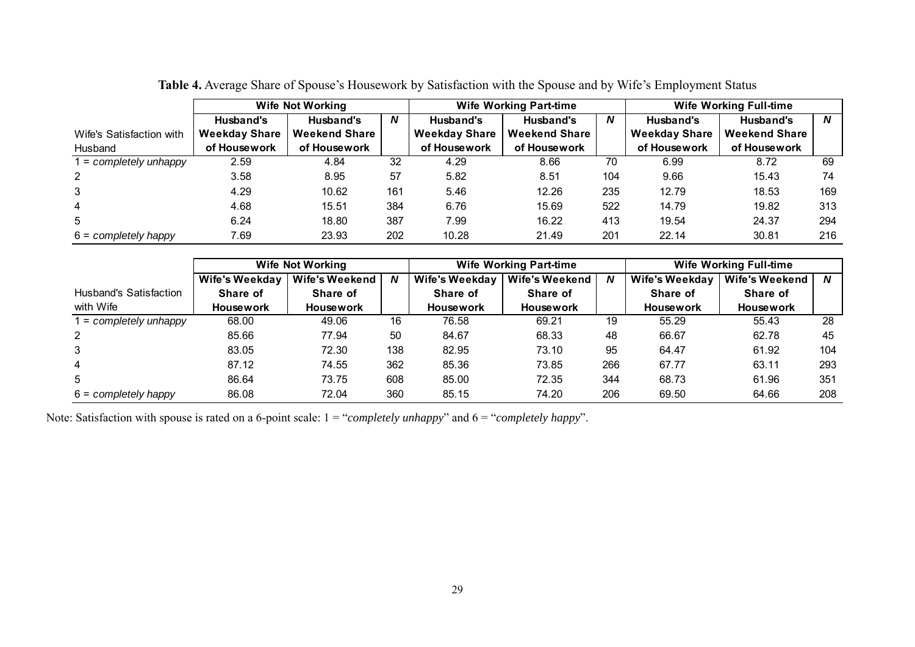**Table 4.** Average Share of Spouse's Housework by Satisfaction with the Spouse and by Wife's Employment Status

| | Wife Not Working | | | Wife Working Part-time | | | Wife Working Full-time | | |
|---|---|---|---|---|---|---|---|---|---|
| Wife's Satisfaction with Husband | Husband's Weekday Share of Housework | Husband's Weekend Share of Housework | *N* | Husband's Weekday Share of Housework | Husband's Weekend Share of Housework | *N* | Husband's Weekday Share of Housework | Husband's Weekend Share of Housework | *N* |
| 1 = *completely unhappy* | 2.59 | 4.84 | 32 | 4.29 | 8.66 | 70 | 6.99 | 8.72 | 69 |
| 2 | 3.58 | 8.95 | 57 | 5.82 | 8.51 | 104 | 9.66 | 15.43 | 74 |
| 3 | 4.29 | 10.62 | 161 | 5.46 | 12.26 | 235 | 12.79 | 18.53 | 169 |
| 4 | 4.68 | 15.51 | 384 | 6.76 | 15.69 | 522 | 14.79 | 19.82 | 313 |
| 5 | 6.24 | 18.80 | 387 | 7.99 | 16.22 | 413 | 19.54 | 24.37 | 294 |
| 6 = *completely happy* | 7.69 | 23.93 | 202 | 10.28 | 21.49 | 201 | 22.14 | 30.81 | 216 |

| | Wife Not Working | | | Wife Working Part-time | | | Wife Working Full-time | | |
|---|---|---|---|---|---|---|---|---|---|
| Husband's Satisfaction with Wife | Wife's Weekday Share of Housework | Wife's Weekend Share of Housework | *N* | Wife's Weekday Share of Housework | Wife's Weekend Share of Housework | *N* | Wife's Weekday Share of Housework | Wife's Weekend Share of Housework | *N* |
| 1 = *completely unhappy* | 68.00 | 49.06 | 16 | 76.58 | 69.21 | 19 | 55.29 | 55.43 | 28 |
| 2 | 85.66 | 77.94 | 50 | 84.67 | 68.33 | 48 | 66.67 | 62.78 | 45 |
| 3 | 83.05 | 72.30 | 138 | 82.95 | 73.10 | 95 | 64.47 | 61.92 | 104 |
| 4 | 87.12 | 74.55 | 362 | 85.36 | 73.85 | 266 | 67.77 | 63.11 | 293 |
| 5 | 86.64 | 73.75 | 608 | 85.00 | 72.35 | 344 | 68.73 | 61.96 | 351 |
| 6 = *completely happy* | 86.08 | 72.04 | 360 | 85.15 | 74.20 | 206 | 69.50 | 64.66 | 208 |

Note: Satisfaction with spouse is rated on a 6-point scale: 1 = "*completely unhappy*" and 6 = "*completely happy*".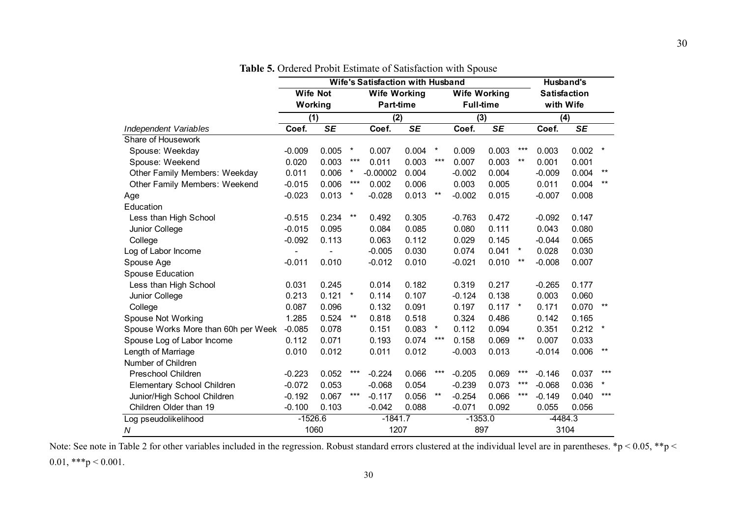**Table 5.** Ordered Probit Estimate of Satisfaction with Spouse

| | Wife's Satisfaction with Husband | | | | | | | | | Husband's Satisfaction with Wife | | |
|---|---|---|---|---|---|---|---|---|---|---|---|---|
| | Wife Not Working | | | Wife Working Part-time | | | Wife Working Full-time | | | | | |
| | (1) | | | (2) | | | (3) | | | (4) | | |
| *Independent Variables* | Coef. | *SE* | | Coef. | *SE* | | Coef. | *SE* | | Coef. | *SE* | |
| Share of Housework | | | | | | | | | | | | |
| Spouse: Weekday | -0.009 | 0.005 | * | 0.007 | 0.004 | * | 0.009 | 0.003 | *** | 0.003 | 0.002 | * |
| Spouse: Weekend | 0.020 | 0.003 | *** | 0.011 | 0.003 | *** | 0.007 | 0.003 | ** | 0.001 | 0.001 | |
| Other Family Members: Weekday | 0.011 | 0.006 | * | -0.00002 | 0.004 | | -0.002 | 0.004 | | -0.009 | 0.004 | ** |
| Other Family Members: Weekend | -0.015 | 0.006 | *** | 0.002 | 0.006 | | 0.003 | 0.005 | | 0.011 | 0.004 | ** |
| Age | -0.023 | 0.013 | * | -0.028 | 0.013 | ** | -0.002 | 0.015 | | -0.007 | 0.008 | |
| Education | | | | | | | | | | | | |
| Less than High School | -0.515 | 0.234 | ** | 0.492 | 0.305 | | -0.763 | 0.472 | | -0.092 | 0.147 | |
| Junior College | -0.015 | 0.095 | | 0.084 | 0.085 | | 0.080 | 0.111 | | 0.043 | 0.080 | |
| College | -0.092 | 0.113 | | 0.063 | 0.112 | | 0.029 | 0.145 | | -0.044 | 0.065 | |
| Log of Labor Income | - | - | | -0.005 | 0.030 | | 0.074 | 0.041 | * | 0.028 | 0.030 | |
| Spouse Age | -0.011 | 0.010 | | -0.012 | 0.010 | | -0.021 | 0.010 | ** | -0.008 | 0.007 | |
| Spouse Education | | | | | | | | | | | | |
| Less than High School | 0.031 | 0.245 | | 0.014 | 0.182 | | 0.319 | 0.217 | | -0.265 | 0.177 | |
| Junior College | 0.213 | 0.121 | * | 0.114 | 0.107 | | -0.124 | 0.138 | | 0.003 | 0.060 | |
| College | 0.087 | 0.096 | | 0.132 | 0.091 | | 0.197 | 0.117 | * | 0.171 | 0.070 | ** |
| Spouse Not Working | 1.285 | 0.524 | ** | 0.818 | 0.518 | | 0.324 | 0.486 | | 0.142 | 0.165 | |
| Spouse Works More than 60h per Week | -0.085 | 0.078 | | 0.151 | 0.083 | * | 0.112 | 0.094 | | 0.351 | 0.212 | * |
| Spouse Log of Labor Income | 0.112 | 0.071 | | 0.193 | 0.074 | *** | 0.158 | 0.069 | ** | 0.007 | 0.033 | |
| Length of Marriage | 0.010 | 0.012 | | 0.011 | 0.012 | | -0.003 | 0.013 | | -0.014 | 0.006 | ** |
| Number of Children | | | | | | | | | | | | |
| Preschool Children | -0.223 | 0.052 | *** | -0.224 | 0.066 | *** | -0.205 | 0.069 | *** | -0.146 | 0.037 | *** |
| Elementary School Children | -0.072 | 0.053 | | -0.068 | 0.054 | | -0.239 | 0.073 | *** | -0.068 | 0.036 | * |
| Junior/High School Children | -0.192 | 0.067 | *** | -0.117 | 0.056 | ** | -0.254 | 0.066 | *** | -0.149 | 0.040 | *** |
| Children Older than 19 | -0.100 | 0.103 | | -0.042 | 0.088 | | -0.071 | 0.092 | | 0.055 | 0.056 | |
| Log pseudolikelihood | -1526.6 | | | -1841.7 | | | -1353.0 | | | -4484.3 | | |
| *N* | 1060 | | | 1207 | | | 897 | | | 3104 | | |

Note: See note in Table 2 for other variables included in the regression. Robust standard errors clustered at the individual level are in parentheses. *$p < 0.05$, **$p < 0.01$, ***$p < 0.001$.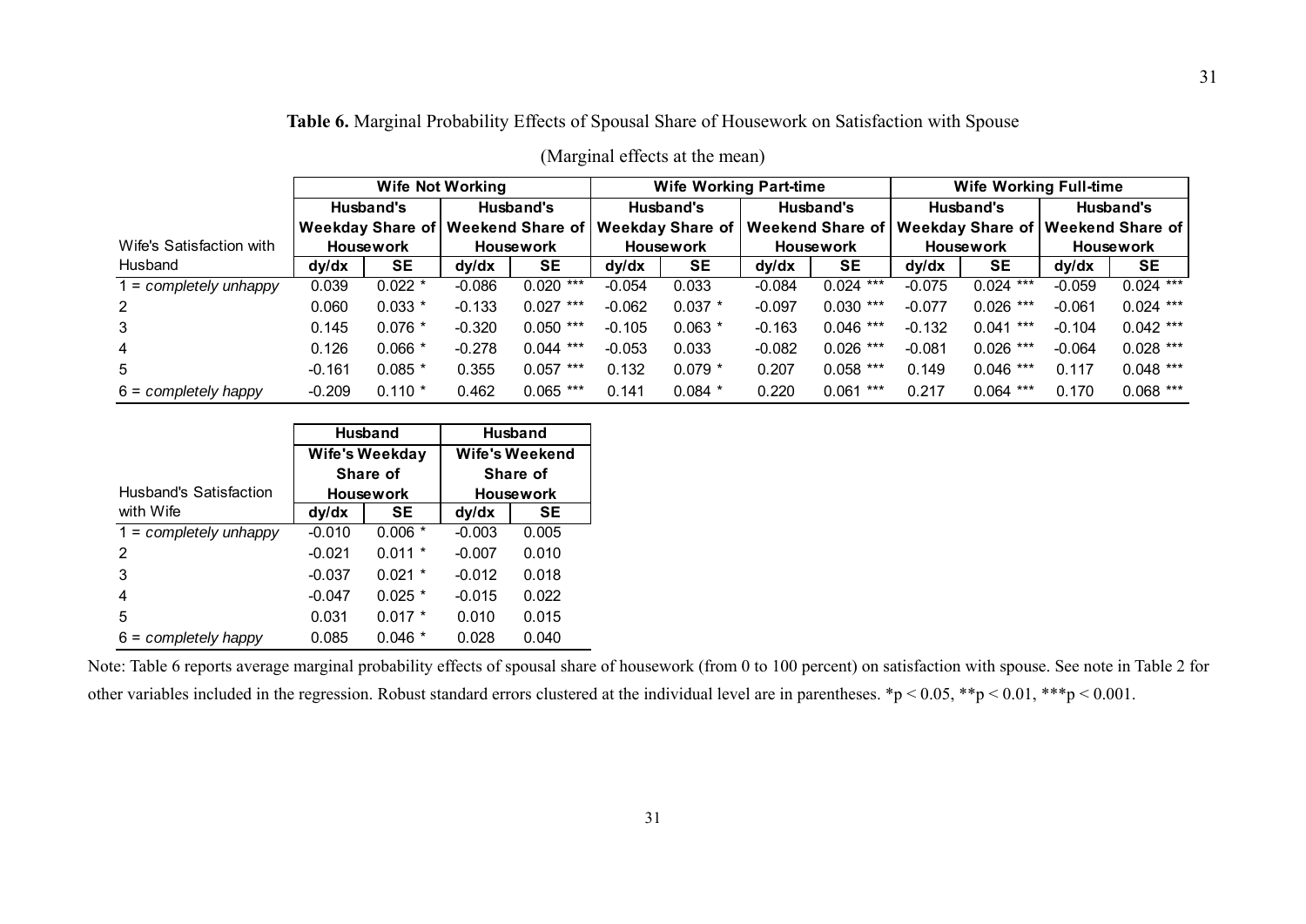**Table 6.** Marginal Probability Effects of Spousal Share of Housework on Satisfaction with Spouse

(Marginal effects at the mean)

| Wife's Satisfaction with Husband | Wife Not Working | | | | Wife Working Part-time | | | | Wife Working Full-time | | | |
|---|---|---|---|---|---|---|---|---|---|---|---|---|
| | Husband's Weekday Share of Housework | | Husband's Weekend Share of Housework | | Husband's Weekday Share of Housework | | Husband's Weekend Share of Housework | | Husband's Weekday Share of Housework | | Husband's Weekend Share of Housework | |
| | dy/dx | SE | dy/dx | SE | dy/dx | SE | dy/dx | SE | dy/dx | SE | dy/dx | SE |
| 1 = *completely unhappy* | 0.039 | 0.022 * | -0.086 | 0.020 *** | -0.054 | 0.033 | -0.084 | 0.024 *** | -0.075 | 0.024 *** | -0.059 | 0.024 *** |
| 2 | 0.060 | 0.033 * | -0.133 | 0.027 *** | -0.062 | 0.037 * | -0.097 | 0.030 *** | -0.077 | 0.026 *** | -0.061 | 0.024 *** |
| 3 | 0.145 | 0.076 * | -0.320 | 0.050 *** | -0.105 | 0.063 * | -0.163 | 0.046 *** | -0.132 | 0.041 *** | -0.104 | 0.042 *** |
| 4 | 0.126 | 0.066 * | -0.278 | 0.044 *** | -0.053 | 0.033 | -0.082 | 0.026 *** | -0.081 | 0.026 *** | -0.064 | 0.028 *** |
| 5 | -0.161 | 0.085 * | 0.355 | 0.057 *** | 0.132 | 0.079 * | 0.207 | 0.058 *** | 0.149 | 0.046 *** | 0.117 | 0.048 *** |
| 6 = *completely happy* | -0.209 | 0.110 * | 0.462 | 0.065 *** | 0.141 | 0.084 * | 0.220 | 0.061 *** | 0.217 | 0.064 *** | 0.170 | 0.068 *** |

| Husband's Satisfaction with Wife | Husband Wife's Weekday Share of Housework | | Husband Wife's Weekend Share of Housework | |
|---|---|---|---|---|
| | dy/dx | SE | dy/dx | SE |
| 1 = *completely unhappy* | -0.010 | 0.006 * | -0.003 | 0.005 |
| 2 | -0.021 | 0.011 * | -0.007 | 0.010 |
| 3 | -0.037 | 0.021 * | -0.012 | 0.018 |
| 4 | -0.047 | 0.025 * | -0.015 | 0.022 |
| 5 | 0.031 | 0.017 * | 0.010 | 0.015 |
| 6 = *completely happy* | 0.085 | 0.046 * | 0.028 | 0.040 |

Note: Table 6 reports average marginal probability effects of spousal share of housework (from 0 to 100 percent) on satisfaction with spouse. See note in Table 2 for other variables included in the regression. Robust standard errors clustered at the individual level are in parentheses. *p < 0.05, **p < 0.01, ***p < 0.001.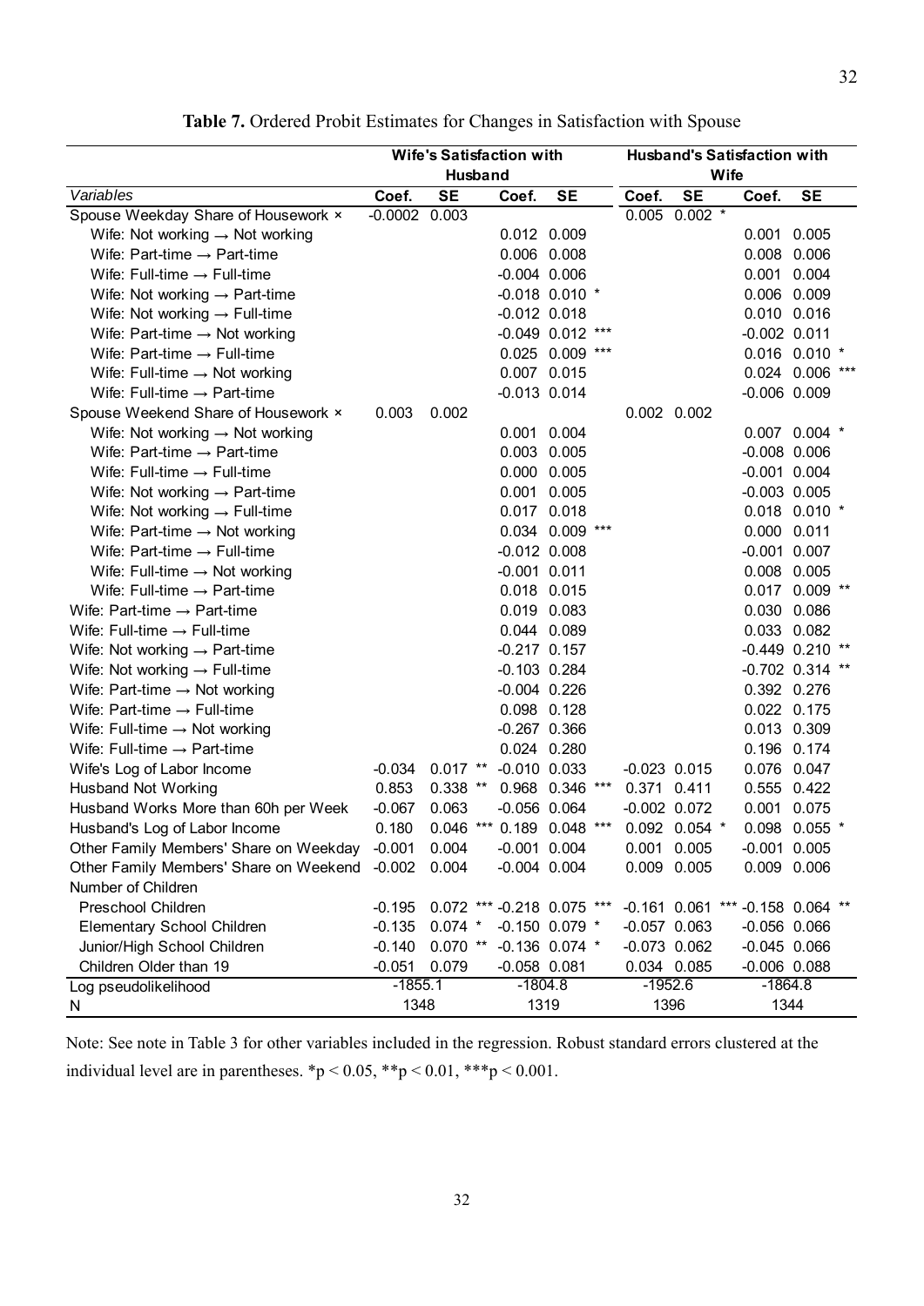**Table 7.** Ordered Probit Estimates for Changes in Satisfaction with Spouse

| | Wife's Satisfaction with Husband | | | | Husband's Satisfaction with Wife | | | |
|---|---|---|---|---|---|---|---|---|
| *Variables* | Coef. | SE | Coef. | SE | Coef. | SE | Coef. | SE |
| Spouse Weekday Share of Housework × | -0.0002 | 0.003 | | | 0.005 | 0.002 * | | |
| Wife: Not working → Not working | | | 0.012 | 0.009 | | | 0.001 | 0.005 |
| Wife: Part-time → Part-time | | | 0.006 | 0.008 | | | 0.008 | 0.006 |
| Wife: Full-time → Full-time | | | -0.004 | 0.006 | | | 0.001 | 0.004 |
| Wife: Not working → Part-time | | | -0.018 | 0.010 * | | | 0.006 | 0.009 |
| Wife: Not working → Full-time | | | -0.012 | 0.018 | | | 0.010 | 0.016 |
| Wife: Part-time → Not working | | | -0.049 | 0.012 *** | | | -0.002 | 0.011 |
| Wife: Part-time → Full-time | | | 0.025 | 0.009 *** | | | 0.016 | 0.010 * |
| Wife: Full-time → Not working | | | 0.007 | 0.015 | | | 0.024 | 0.006 *** |
| Wife: Full-time → Part-time | | | -0.013 | 0.014 | | | -0.006 | 0.009 |
| Spouse Weekend Share of Housework × | 0.003 | 0.002 | | | 0.002 | 0.002 | | |
| Wife: Not working → Not working | | | 0.001 | 0.004 | | | 0.007 | 0.004 * |
| Wife: Part-time → Part-time | | | 0.003 | 0.005 | | | -0.008 | 0.006 |
| Wife: Full-time → Full-time | | | 0.000 | 0.005 | | | -0.001 | 0.004 |
| Wife: Not working → Part-time | | | 0.001 | 0.005 | | | -0.003 | 0.005 |
| Wife: Not working → Full-time | | | 0.017 | 0.018 | | | 0.018 | 0.010 * |
| Wife: Part-time → Not working | | | 0.034 | 0.009 *** | | | 0.000 | 0.011 |
| Wife: Part-time → Full-time | | | -0.012 | 0.008 | | | -0.001 | 0.007 |
| Wife: Full-time → Not working | | | -0.001 | 0.011 | | | 0.008 | 0.005 |
| Wife: Full-time → Part-time | | | 0.018 | 0.015 | | | 0.017 | 0.009 ** |
| Wife: Part-time → Part-time | | | 0.019 | 0.083 | | | 0.030 | 0.086 |
| Wife: Full-time → Full-time | | | 0.044 | 0.089 | | | 0.033 | 0.082 |
| Wife: Not working → Part-time | | | -0.217 | 0.157 | | | -0.449 | 0.210 ** |
| Wife: Not working → Full-time | | | -0.103 | 0.284 | | | -0.702 | 0.314 ** |
| Wife: Part-time → Not working | | | -0.004 | 0.226 | | | 0.392 | 0.276 |
| Wife: Part-time → Full-time | | | 0.098 | 0.128 | | | 0.022 | 0.175 |
| Wife: Full-time → Not working | | | -0.267 | 0.366 | | | 0.013 | 0.309 |
| Wife: Full-time → Part-time | | | 0.024 | 0.280 | | | 0.196 | 0.174 |
| Wife's Log of Labor Income | -0.034 | 0.017 ** | -0.010 | 0.033 | -0.023 | 0.015 | 0.076 | 0.047 |
| Husband Not Working | 0.853 | 0.338 ** | 0.968 | 0.346 *** | 0.371 | 0.411 | 0.555 | 0.422 |
| Husband Works More than 60h per Week | -0.067 | 0.063 | -0.056 | 0.064 | -0.002 | 0.072 | 0.001 | 0.075 |
| Husband's Log of Labor Income | 0.180 | 0.046 *** | 0.189 | 0.048 *** | 0.092 | 0.054 * | 0.098 | 0.055 * |
| Other Family Members' Share on Weekday | -0.001 | 0.004 | -0.001 | 0.004 | 0.001 | 0.005 | -0.001 | 0.005 |
| Other Family Members' Share on Weekend | -0.002 | 0.004 | -0.004 | 0.004 | 0.009 | 0.005 | 0.009 | 0.006 |
| Number of Children | | | | | | | | |
| Preschool Children | -0.195 | 0.072 *** | -0.218 | 0.075 *** | -0.161 | 0.061 *** | -0.158 | 0.064 ** |
| Elementary School Children | -0.135 | 0.074 * | -0.150 | 0.079 * | -0.057 | 0.063 | -0.056 | 0.066 |
| Junior/High School Children | -0.140 | 0.070 ** | -0.136 | 0.074 * | -0.073 | 0.062 | -0.045 | 0.066 |
| Children Older than 19 | -0.051 | 0.079 | -0.058 | 0.081 | 0.034 | 0.085 | -0.006 | 0.088 |
| Log pseudolikelihood | -1855.1 | | -1804.8 | | -1952.6 | | -1864.8 | |
| N | 1348 | | 1319 | | 1396 | | 1344 | |

Note: See note in Table 3 for other variables included in the regression. Robust standard errors clustered at the individual level are in parentheses. *p < 0.05, **p < 0.01, ***p < 0.001.